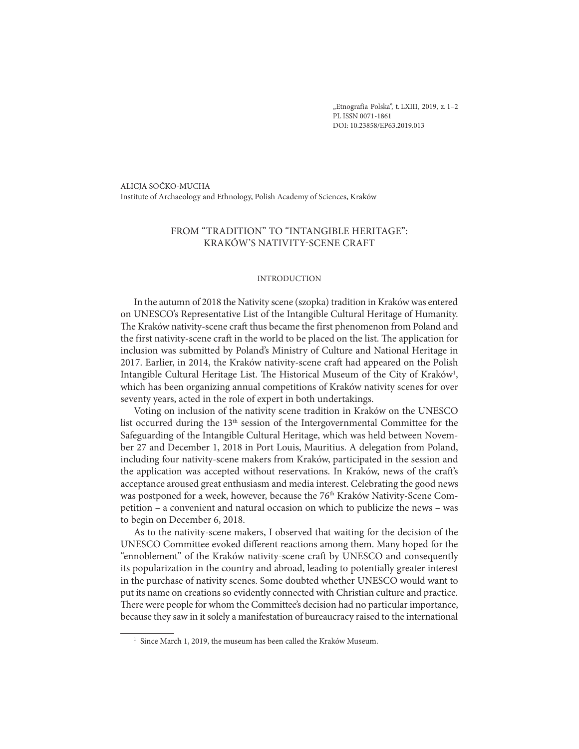„Etnografia Polska", t. LXIII, 2019, z. 1–2
PL ISSN 0071-1861
DOI: 10.23858/EP63.2019.013

ALICJA SOĆKO-MUCHA
Institute of Archaeology and Ethnology, Polish Academy of Sciences, Kraków

# FROM "TRADITION" TO "INTANGIBLE HERITAGE": KRAKÓW'S NATIVITY-SCENE CRAFT

## INTRODUCTION

In the autumn of 2018 the Nativity scene (szopka) tradition in Kraków was entered on UNESCO's Representative List of the Intangible Cultural Heritage of Humanity. The Kraków nativity-scene craft thus became the first phenomenon from Poland and the first nativity-scene craft in the world to be placed on the list. The application for inclusion was submitted by Poland's Ministry of Culture and National Heritage in 2017. Earlier, in 2014, the Kraków nativity-scene craft had appeared on the Polish Intangible Cultural Heritage List. The Historical Museum of the City of Kraków[1], which has been organizing annual competitions of Kraków nativity scenes for over seventy years, acted in the role of expert in both undertakings.

Voting on inclusion of the nativity scene tradition in Kraków on the UNESCO list occurred during the 13th session of the Intergovernmental Committee for the Safeguarding of the Intangible Cultural Heritage, which was held between November 27 and December 1, 2018 in Port Louis, Mauritius. A delegation from Poland, including four nativity-scene makers from Kraków, participated in the session and the application was accepted without reservations. In Kraków, news of the craft's acceptance aroused great enthusiasm and media interest. Celebrating the good news was postponed for a week, however, because the 76th Kraków Nativity-Scene Competition – a convenient and natural occasion on which to publicize the news – was to begin on December 6, 2018.

As to the nativity-scene makers, I observed that waiting for the decision of the UNESCO Committee evoked different reactions among them. Many hoped for the "ennoblement" of the Kraków nativity-scene craft by UNESCO and consequently its popularization in the country and abroad, leading to potentially greater interest in the purchase of nativity scenes. Some doubted whether UNESCO would want to put its name on creations so evidently connected with Christian culture and practice. There were people for whom the Committee's decision had no particular importance, because they saw in it solely a manifestation of bureaucracy raised to the international

[1] Since March 1, 2019, the museum has been called the Kraków Museum.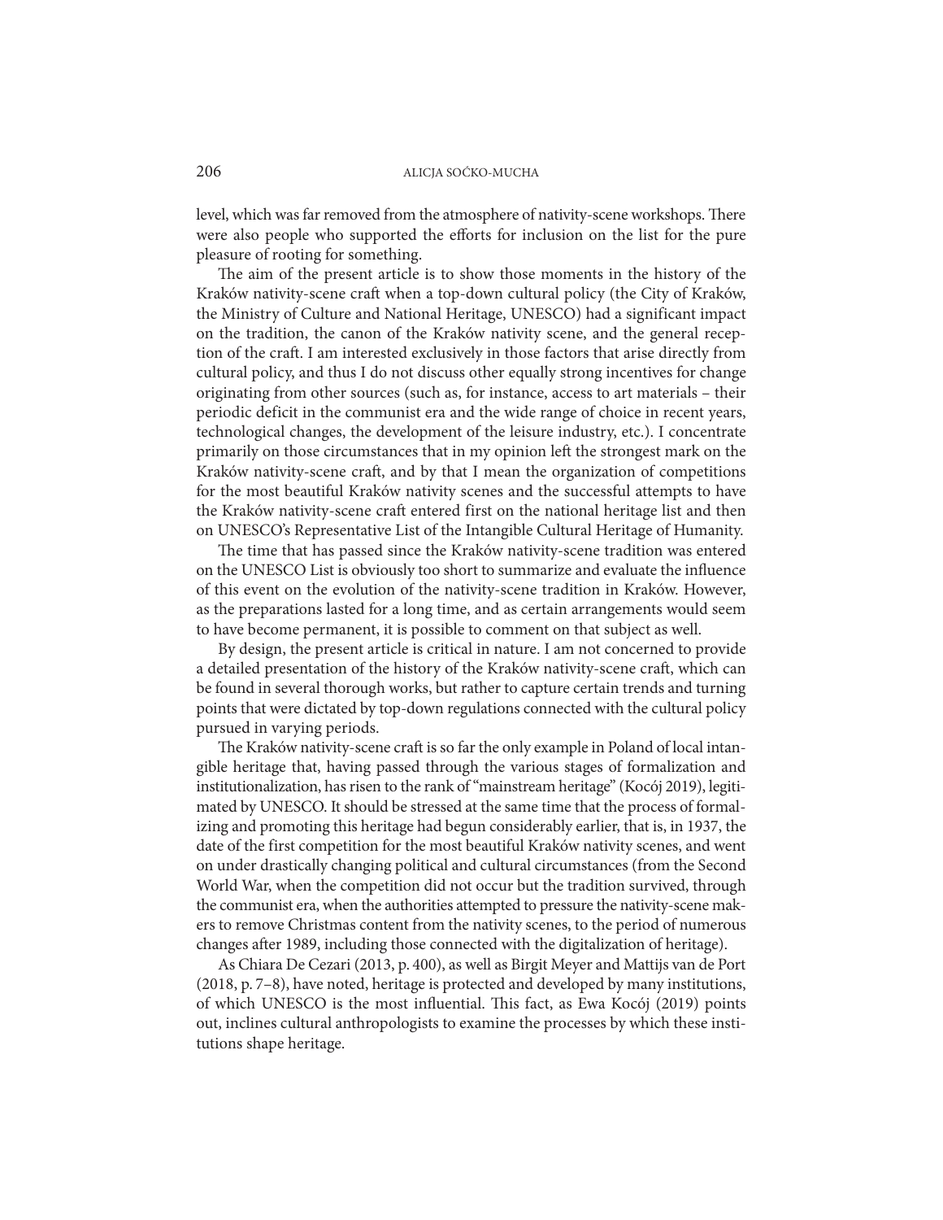level, which was far removed from the atmosphere of nativity-scene workshops. There were also people who supported the efforts for inclusion on the list for the pure pleasure of rooting for something.

The aim of the present article is to show those moments in the history of the Kraków nativity-scene craft when a top-down cultural policy (the City of Kraków, the Ministry of Culture and National Heritage, UNESCO) had a significant impact on the tradition, the canon of the Kraków nativity scene, and the general reception of the craft. I am interested exclusively in those factors that arise directly from cultural policy, and thus I do not discuss other equally strong incentives for change originating from other sources (such as, for instance, access to art materials – their periodic deficit in the communist era and the wide range of choice in recent years, technological changes, the development of the leisure industry, etc.). I concentrate primarily on those circumstances that in my opinion left the strongest mark on the Kraków nativity-scene craft, and by that I mean the organization of competitions for the most beautiful Kraków nativity scenes and the successful attempts to have the Kraków nativity-scene craft entered first on the national heritage list and then on UNESCO's Representative List of the Intangible Cultural Heritage of Humanity.

The time that has passed since the Kraków nativity-scene tradition was entered on the UNESCO List is obviously too short to summarize and evaluate the influence of this event on the evolution of the nativity-scene tradition in Kraków. However, as the preparations lasted for a long time, and as certain arrangements would seem to have become permanent, it is possible to comment on that subject as well.

By design, the present article is critical in nature. I am not concerned to provide a detailed presentation of the history of the Kraków nativity-scene craft, which can be found in several thorough works, but rather to capture certain trends and turning points that were dictated by top-down regulations connected with the cultural policy pursued in varying periods.

The Kraków nativity-scene craft is so far the only example in Poland of local intangible heritage that, having passed through the various stages of formalization and institutionalization, has risen to the rank of "mainstream heritage" (Kocój 2019), legitimated by UNESCO. It should be stressed at the same time that the process of formalizing and promoting this heritage had begun considerably earlier, that is, in 1937, the date of the first competition for the most beautiful Kraków nativity scenes, and went on under drastically changing political and cultural circumstances (from the Second World War, when the competition did not occur but the tradition survived, through the communist era, when the authorities attempted to pressure the nativity-scene makers to remove Christmas content from the nativity scenes, to the period of numerous changes after 1989, including those connected with the digitalization of heritage).

As Chiara De Cezari (2013, p. 400), as well as Birgit Meyer and Mattijs van de Port (2018, p. 7–8), have noted, heritage is protected and developed by many institutions, of which UNESCO is the most influential. This fact, as Ewa Kocój (2019) points out, inclines cultural anthropologists to examine the processes by which these institutions shape heritage.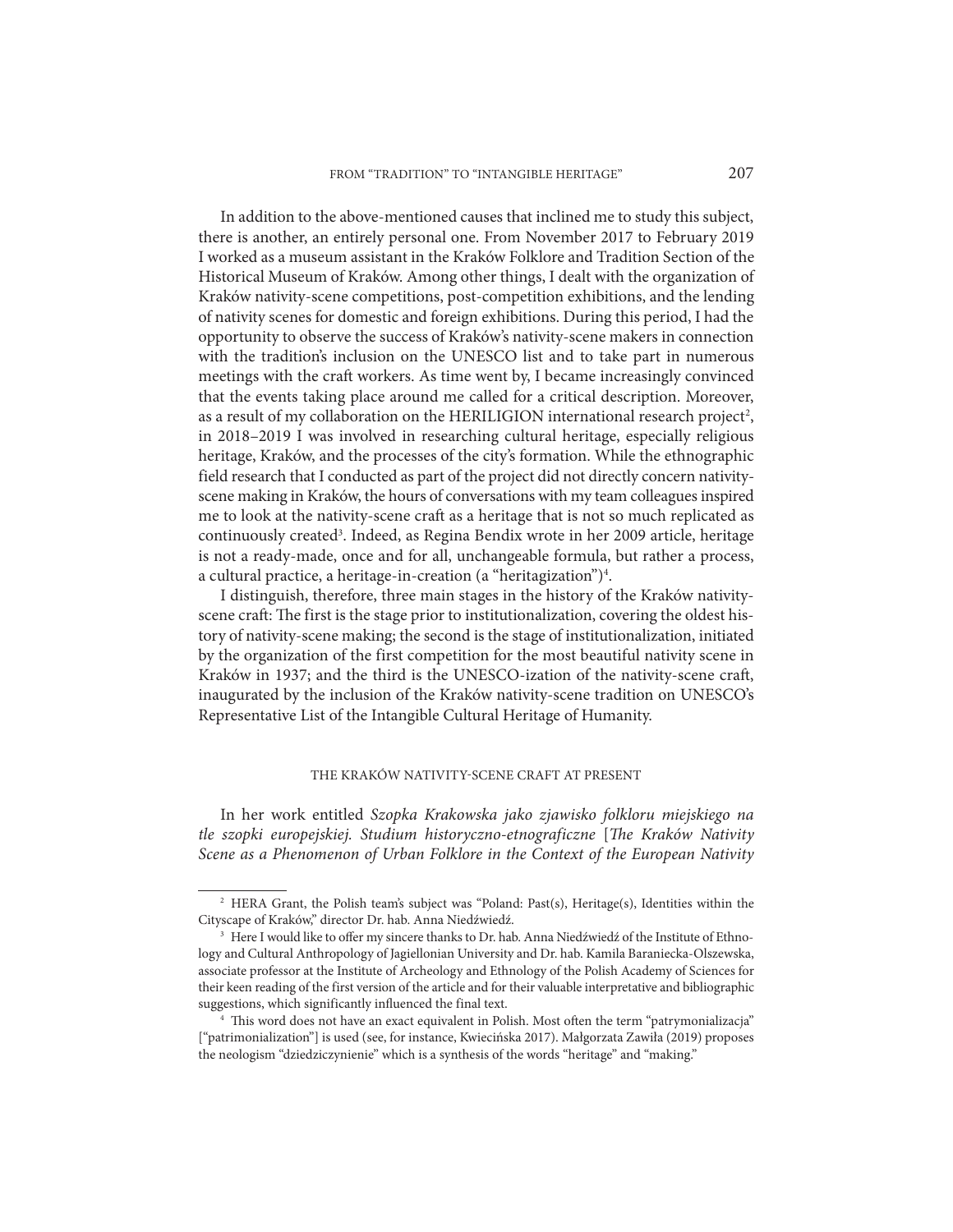In addition to the above-mentioned causes that inclined me to study this subject, there is another, an entirely personal one. From November 2017 to February 2019 I worked as a museum assistant in the Kraków Folklore and Tradition Section of the Historical Museum of Kraków. Among other things, I dealt with the organization of Kraków nativity-scene competitions, post-competition exhibitions, and the lending of nativity scenes for domestic and foreign exhibitions. During this period, I had the opportunity to observe the success of Kraków's nativity-scene makers in connection with the tradition's inclusion on the UNESCO list and to take part in numerous meetings with the craft workers. As time went by, I became increasingly convinced that the events taking place around me called for a critical description. Moreover, as a result of my collaboration on the HERILIGION international research project[2], in 2018–2019 I was involved in researching cultural heritage, especially religious heritage, Kraków, and the processes of the city's formation. While the ethnographic field research that I conducted as part of the project did not directly concern nativity-scene making in Kraków, the hours of conversations with my team colleagues inspired me to look at the nativity-scene craft as a heritage that is not so much replicated as continuously created[3]. Indeed, as Regina Bendix wrote in her 2009 article, heritage is not a ready-made, once and for all, unchangeable formula, but rather a process, a cultural practice, a heritage-in-creation (a "heritagization")[4].

I distinguish, therefore, three main stages in the history of the Kraków nativity-scene craft: The first is the stage prior to institutionalization, covering the oldest history of nativity-scene making; the second is the stage of institutionalization, initiated by the organization of the first competition for the most beautiful nativity scene in Kraków in 1937; and the third is the UNESCO-ization of the nativity-scene craft, inaugurated by the inclusion of the Kraków nativity-scene tradition on UNESCO's Representative List of the Intangible Cultural Heritage of Humanity.

## THE KRAKÓW NATIVITY-SCENE CRAFT AT PRESENT

In her work entitled *Szopka Krakowska jako zjawisko folkloru miejskiego na tle szopki europejskiej. Studium historyczno-etnograficzne* [*The Kraków Nativity Scene as a Phenomenon of Urban Folklore in the Context of the European Nativity*

---

[2] HERA Grant, the Polish team's subject was "Poland: Past(s), Heritage(s), Identities within the Cityscape of Kraków," director Dr. hab. Anna Niedźwiedź.

[3] Here I would like to offer my sincere thanks to Dr. hab. Anna Niedźwiedź of the Institute of Ethnology and Cultural Anthropology of Jagiellonian University and Dr. hab. Kamila Baraniecka-Olszewska, associate professor at the Institute of Archeology and Ethnology of the Polish Academy of Sciences for their keen reading of the first version of the article and for their valuable interpretative and bibliographic suggestions, which significantly influenced the final text.

[4] This word does not have an exact equivalent in Polish. Most often the term "patrymonializacja" ["patrimonialization"] is used (see, for instance, Kwiecińska 2017). Małgorzata Zawiła (2019) proposes the neologism "dziedziczynienie" which is a synthesis of the words "heritage" and "making."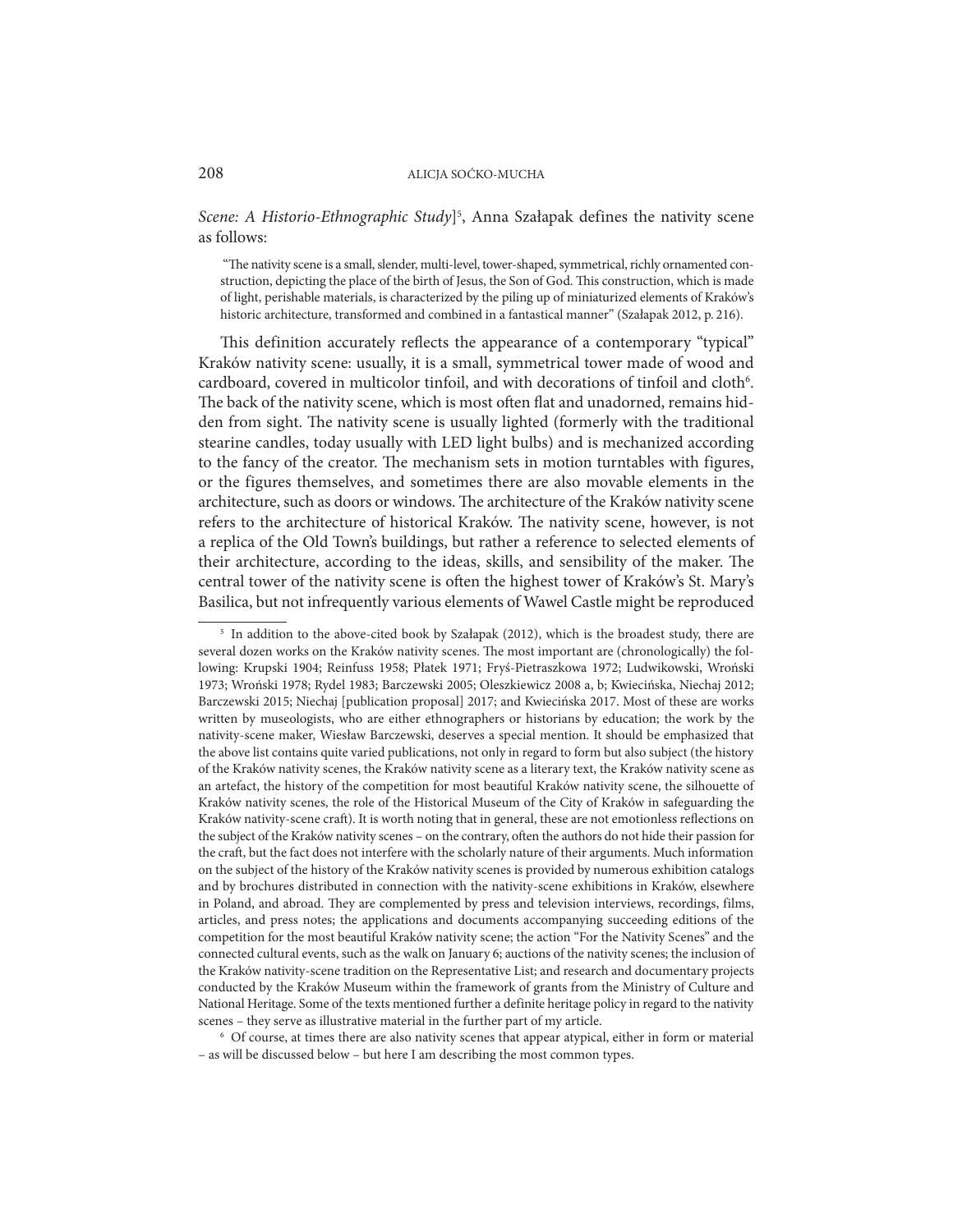*Scene: A Historio-Ethnographic Study*][5], Anna Szałapak defines the nativity scene as follows:

> "The nativity scene is a small, slender, multi-level, tower-shaped, symmetrical, richly ornamented construction, depicting the place of the birth of Jesus, the Son of God. This construction, which is made of light, perishable materials, is characterized by the piling up of miniaturized elements of Kraków's historic architecture, transformed and combined in a fantastical manner" (Szałapak 2012, p. 216).

This definition accurately reflects the appearance of a contemporary "typical" Kraków nativity scene: usually, it is a small, symmetrical tower made of wood and cardboard, covered in multicolor tinfoil, and with decorations of tinfoil and cloth[6]. The back of the nativity scene, which is most often flat and unadorned, remains hidden from sight. The nativity scene is usually lighted (formerly with the traditional stearine candles, today usually with LED light bulbs) and is mechanized according to the fancy of the creator. The mechanism sets in motion turntables with figures, or the figures themselves, and sometimes there are also movable elements in the architecture, such as doors or windows. The architecture of the Kraków nativity scene refers to the architecture of historical Kraków. The nativity scene, however, is not a replica of the Old Town's buildings, but rather a reference to selected elements of their architecture, according to the ideas, skills, and sensibility of the maker. The central tower of the nativity scene is often the highest tower of Kraków's St. Mary's Basilica, but not infrequently various elements of Wawel Castle might be reproduced

---

[5] In addition to the above-cited book by Szałapak (2012), which is the broadest study, there are several dozen works on the Kraków nativity scenes. The most important are (chronologically) the following: Krupski 1904; Reinfuss 1958; Płatek 1971; Fryś-Pietraszkowa 1972; Ludwikowski, Wroński 1973; Wroński 1978; Rydel 1983; Barczewski 2005; Oleszkiewicz 2008 a, b; Kwiecińska, Niechaj 2012; Barczewski 2015; Niechaj [publication proposal] 2017; and Kwiecińska 2017. Most of these are works written by museologists, who are either ethnographers or historians by education; the work by the nativity-scene maker, Wiesław Barczewski, deserves a special mention. It should be emphasized that the above list contains quite varied publications, not only in regard to form but also subject (the history of the Kraków nativity scenes, the Kraków nativity scene as a literary text, the Kraków nativity scene as an artefact, the history of the competition for most beautiful Kraków nativity scene, the silhouette of Kraków nativity scenes, the role of the Historical Museum of the City of Kraków in safeguarding the Kraków nativity-scene craft). It is worth noting that in general, these are not emotionless reflections on the subject of the Kraków nativity scenes – on the contrary, often the authors do not hide their passion for the craft, but the fact does not interfere with the scholarly nature of their arguments. Much information on the subject of the history of the Kraków nativity scenes is provided by numerous exhibition catalogs and by brochures distributed in connection with the nativity-scene exhibitions in Kraków, elsewhere in Poland, and abroad. They are complemented by press and television interviews, recordings, films, articles, and press notes; the applications and documents accompanying succeeding editions of the competition for the most beautiful Kraków nativity scene; the action "For the Nativity Scenes" and the connected cultural events, such as the walk on January 6; auctions of the nativity scenes; the inclusion of the Kraków nativity-scene tradition on the Representative List; and research and documentary projects conducted by the Kraków Museum within the framework of grants from the Ministry of Culture and National Heritage. Some of the texts mentioned further a definite heritage policy in regard to the nativity scenes – they serve as illustrative material in the further part of my article.

[6] Of course, at times there are also nativity scenes that appear atypical, either in form or material – as will be discussed below – but here I am describing the most common types.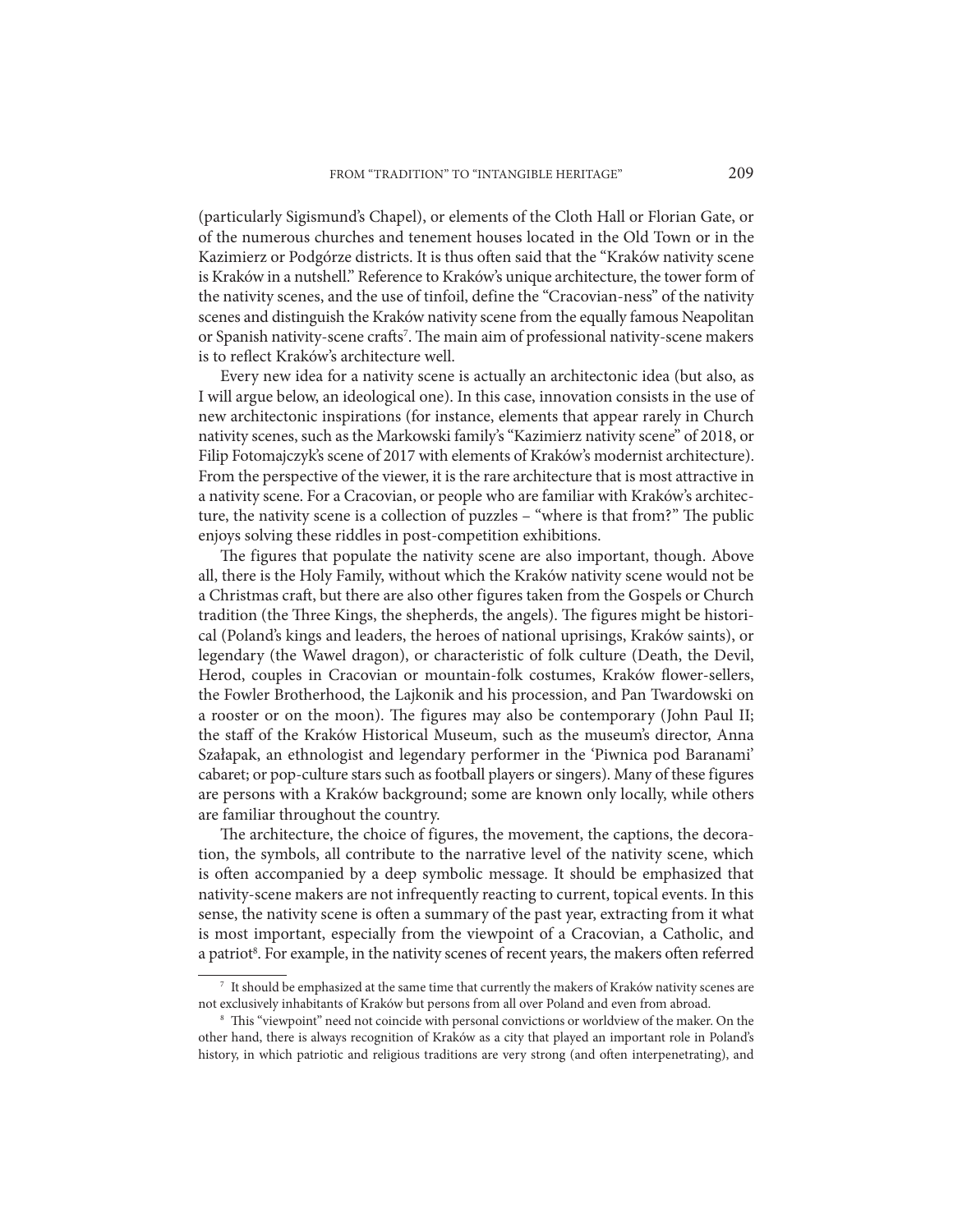(particularly Sigismund's Chapel), or elements of the Cloth Hall or Florian Gate, or of the numerous churches and tenement houses located in the Old Town or in the Kazimierz or Podgórze districts. It is thus often said that the "Kraków nativity scene is Kraków in a nutshell." Reference to Kraków's unique architecture, the tower form of the nativity scenes, and the use of tinfoil, define the "Cracovian-ness" of the nativity scenes and distinguish the Kraków nativity scene from the equally famous Neapolitan or Spanish nativity-scene crafts[7]. The main aim of professional nativity-scene makers is to reflect Kraków's architecture well.

Every new idea for a nativity scene is actually an architectonic idea (but also, as I will argue below, an ideological one). In this case, innovation consists in the use of new architectonic inspirations (for instance, elements that appear rarely in Church nativity scenes, such as the Markowski family's "Kazimierz nativity scene" of 2018, or Filip Fotomajczyk's scene of 2017 with elements of Kraków's modernist architecture). From the perspective of the viewer, it is the rare architecture that is most attractive in a nativity scene. For a Cracovian, or people who are familiar with Kraków's architecture, the nativity scene is a collection of puzzles – "where is that from?" The public enjoys solving these riddles in post-competition exhibitions.

The figures that populate the nativity scene are also important, though. Above all, there is the Holy Family, without which the Kraków nativity scene would not be a Christmas craft, but there are also other figures taken from the Gospels or Church tradition (the Three Kings, the shepherds, the angels). The figures might be historical (Poland's kings and leaders, the heroes of national uprisings, Kraków saints), or legendary (the Wawel dragon), or characteristic of folk culture (Death, the Devil, Herod, couples in Cracovian or mountain-folk costumes, Kraków flower-sellers, the Fowler Brotherhood, the Lajkonik and his procession, and Pan Twardowski on a rooster or on the moon). The figures may also be contemporary (John Paul II; the staff of the Kraków Historical Museum, such as the museum's director, Anna Szałapak, an ethnologist and legendary performer in the 'Piwnica pod Baranami' cabaret; or pop-culture stars such as football players or singers). Many of these figures are persons with a Kraków background; some are known only locally, while others are familiar throughout the country.

The architecture, the choice of figures, the movement, the captions, the decoration, the symbols, all contribute to the narrative level of the nativity scene, which is often accompanied by a deep symbolic message. It should be emphasized that nativity-scene makers are not infrequently reacting to current, topical events. In this sense, the nativity scene is often a summary of the past year, extracting from it what is most important, especially from the viewpoint of a Cracovian, a Catholic, and a patriot[8]. For example, in the nativity scenes of recent years, the makers often referred

[7] It should be emphasized at the same time that currently the makers of Kraków nativity scenes are not exclusively inhabitants of Kraków but persons from all over Poland and even from abroad.

[8] This "viewpoint" need not coincide with personal convictions or worldview of the maker. On the other hand, there is always recognition of Kraków as a city that played an important role in Poland's history, in which patriotic and religious traditions are very strong (and often interpenetrating), and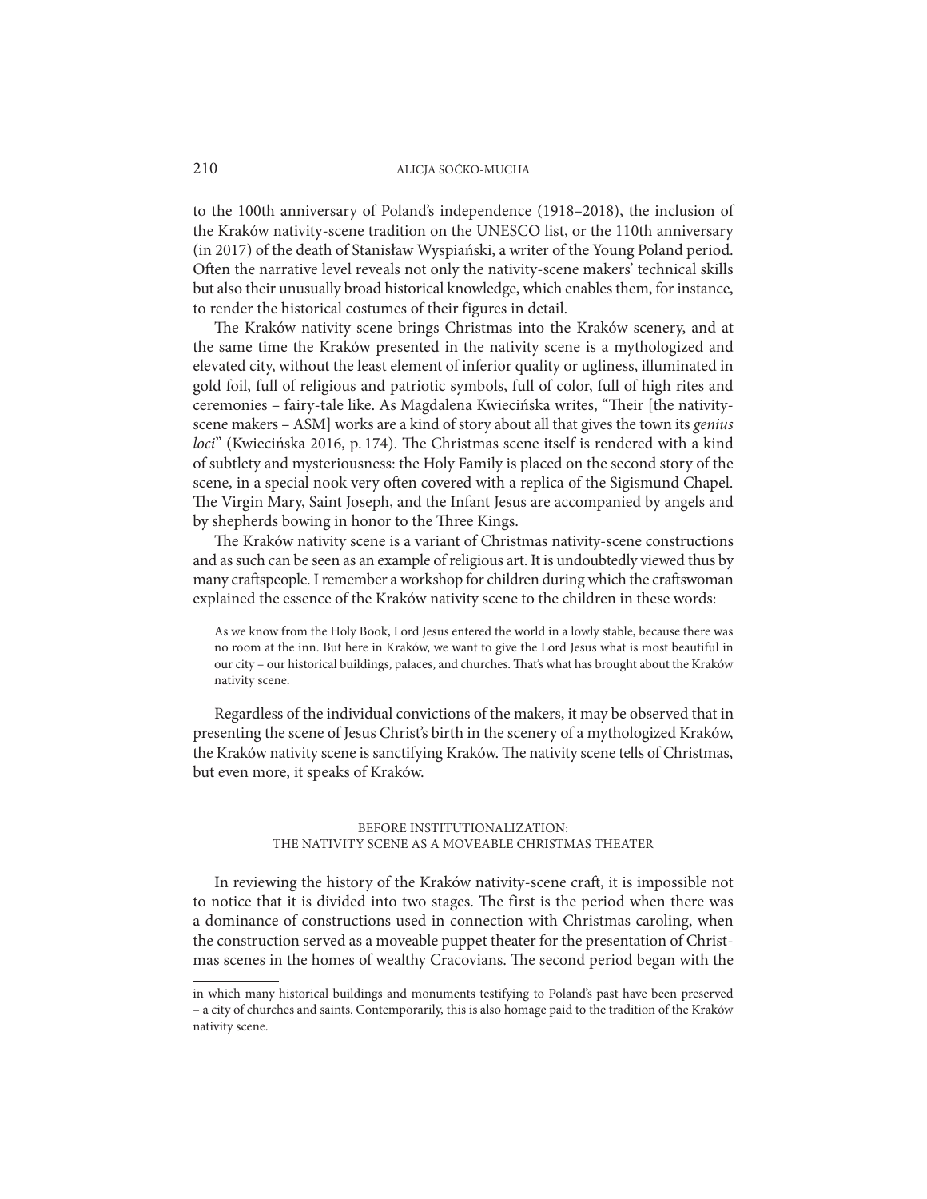to the 100th anniversary of Poland's independence (1918–2018), the inclusion of the Kraków nativity-scene tradition on the UNESCO list, or the 110th anniversary (in 2017) of the death of Stanisław Wyspiański, a writer of the Young Poland period. Often the narrative level reveals not only the nativity-scene makers' technical skills but also their unusually broad historical knowledge, which enables them, for instance, to render the historical costumes of their figures in detail.

The Kraków nativity scene brings Christmas into the Kraków scenery, and at the same time the Kraków presented in the nativity scene is a mythologized and elevated city, without the least element of inferior quality or ugliness, illuminated in gold foil, full of religious and patriotic symbols, full of color, full of high rites and ceremonies – fairy-tale like. As Magdalena Kwiecińska writes, "Their [the nativity-scene makers – ASM] works are a kind of story about all that gives the town its *genius loci*" (Kwiecińska 2016, p. 174). The Christmas scene itself is rendered with a kind of subtlety and mysteriousness: the Holy Family is placed on the second story of the scene, in a special nook very often covered with a replica of the Sigismund Chapel. The Virgin Mary, Saint Joseph, and the Infant Jesus are accompanied by angels and by shepherds bowing in honor to the Three Kings.

The Kraków nativity scene is a variant of Christmas nativity-scene constructions and as such can be seen as an example of religious art. It is undoubtedly viewed thus by many craftspeople. I remember a workshop for children during which the craftswoman explained the essence of the Kraków nativity scene to the children in these words:

> As we know from the Holy Book, Lord Jesus entered the world in a lowly stable, because there was no room at the inn. But here in Kraków, we want to give the Lord Jesus what is most beautiful in our city – our historical buildings, palaces, and churches. That's what has brought about the Kraków nativity scene.

Regardless of the individual convictions of the makers, it may be observed that in presenting the scene of Jesus Christ's birth in the scenery of a mythologized Kraków, the Kraków nativity scene is sanctifying Kraków. The nativity scene tells of Christmas, but even more, it speaks of Kraków.

## BEFORE INSTITUTIONALIZATION: THE NATIVITY SCENE AS A MOVEABLE CHRISTMAS THEATER

In reviewing the history of the Kraków nativity-scene craft, it is impossible not to notice that it is divided into two stages. The first is the period when there was a dominance of constructions used in connection with Christmas caroling, when the construction served as a moveable puppet theater for the presentation of Christmas scenes in the homes of wealthy Cracovians. The second period began with the

---

in which many historical buildings and monuments testifying to Poland's past have been preserved – a city of churches and saints. Contemporarily, this is also homage paid to the tradition of the Kraków nativity scene.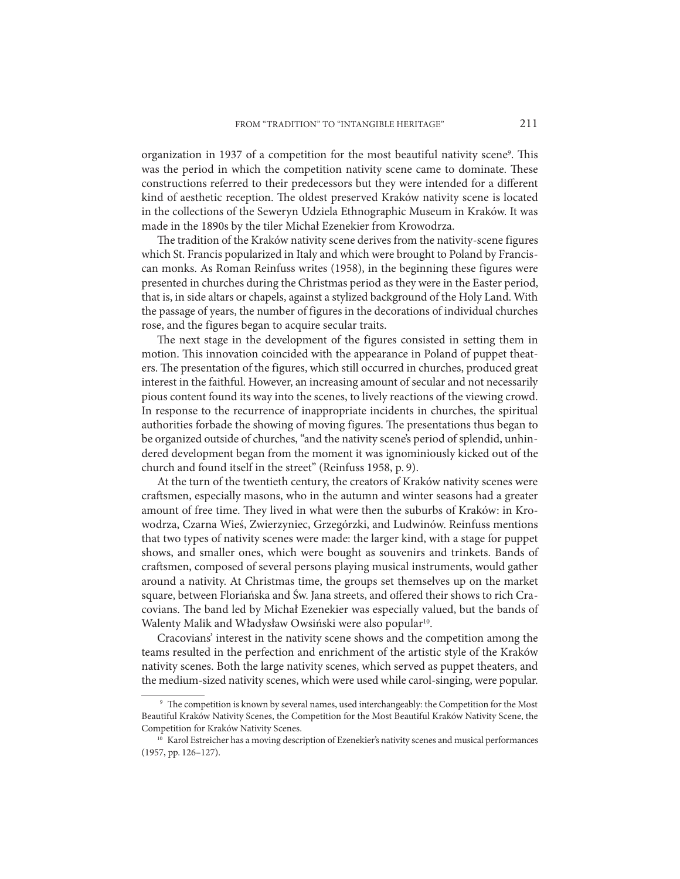organization in 1937 of a competition for the most beautiful nativity scene[9]. This was the period in which the competition nativity scene came to dominate. These constructions referred to their predecessors but they were intended for a different kind of aesthetic reception. The oldest preserved Kraków nativity scene is located in the collections of the Seweryn Udziela Ethnographic Museum in Kraków. It was made in the 1890s by the tiler Michał Ezenekier from Krowodrza.

The tradition of the Kraków nativity scene derives from the nativity-scene figures which St. Francis popularized in Italy and which were brought to Poland by Franciscan monks. As Roman Reinfuss writes (1958), in the beginning these figures were presented in churches during the Christmas period as they were in the Easter period, that is, in side altars or chapels, against a stylized background of the Holy Land. With the passage of years, the number of figures in the decorations of individual churches rose, and the figures began to acquire secular traits.

The next stage in the development of the figures consisted in setting them in motion. This innovation coincided with the appearance in Poland of puppet theaters. The presentation of the figures, which still occurred in churches, produced great interest in the faithful. However, an increasing amount of secular and not necessarily pious content found its way into the scenes, to lively reactions of the viewing crowd. In response to the recurrence of inappropriate incidents in churches, the spiritual authorities forbade the showing of moving figures. The presentations thus began to be organized outside of churches, "and the nativity scene's period of splendid, unhindered development began from the moment it was ignominiously kicked out of the church and found itself in the street" (Reinfuss 1958, p. 9).

At the turn of the twentieth century, the creators of Kraków nativity scenes were craftsmen, especially masons, who in the autumn and winter seasons had a greater amount of free time. They lived in what were then the suburbs of Kraków: in Krowodrza, Czarna Wieś, Zwierzyniec, Grzegórzki, and Ludwinów. Reinfuss mentions that two types of nativity scenes were made: the larger kind, with a stage for puppet shows, and smaller ones, which were bought as souvenirs and trinkets. Bands of craftsmen, composed of several persons playing musical instruments, would gather around a nativity. At Christmas time, the groups set themselves up on the market square, between Floriańska and Św. Jana streets, and offered their shows to rich Cracovians. The band led by Michał Ezenekier was especially valued, but the bands of Walenty Malik and Władysław Owsiński were also popular[10].

Cracovians' interest in the nativity scene shows and the competition among the teams resulted in the perfection and enrichment of the artistic style of the Kraków nativity scenes. Both the large nativity scenes, which served as puppet theaters, and the medium-sized nativity scenes, which were used while carol-singing, were popular.

---

[9] The competition is known by several names, used interchangeably: the Competition for the Most Beautiful Kraków Nativity Scenes, the Competition for the Most Beautiful Kraków Nativity Scene, the Competition for Kraków Nativity Scenes.

[10] Karol Estreicher has a moving description of Ezenekier's nativity scenes and musical performances (1957, pp. 126–127).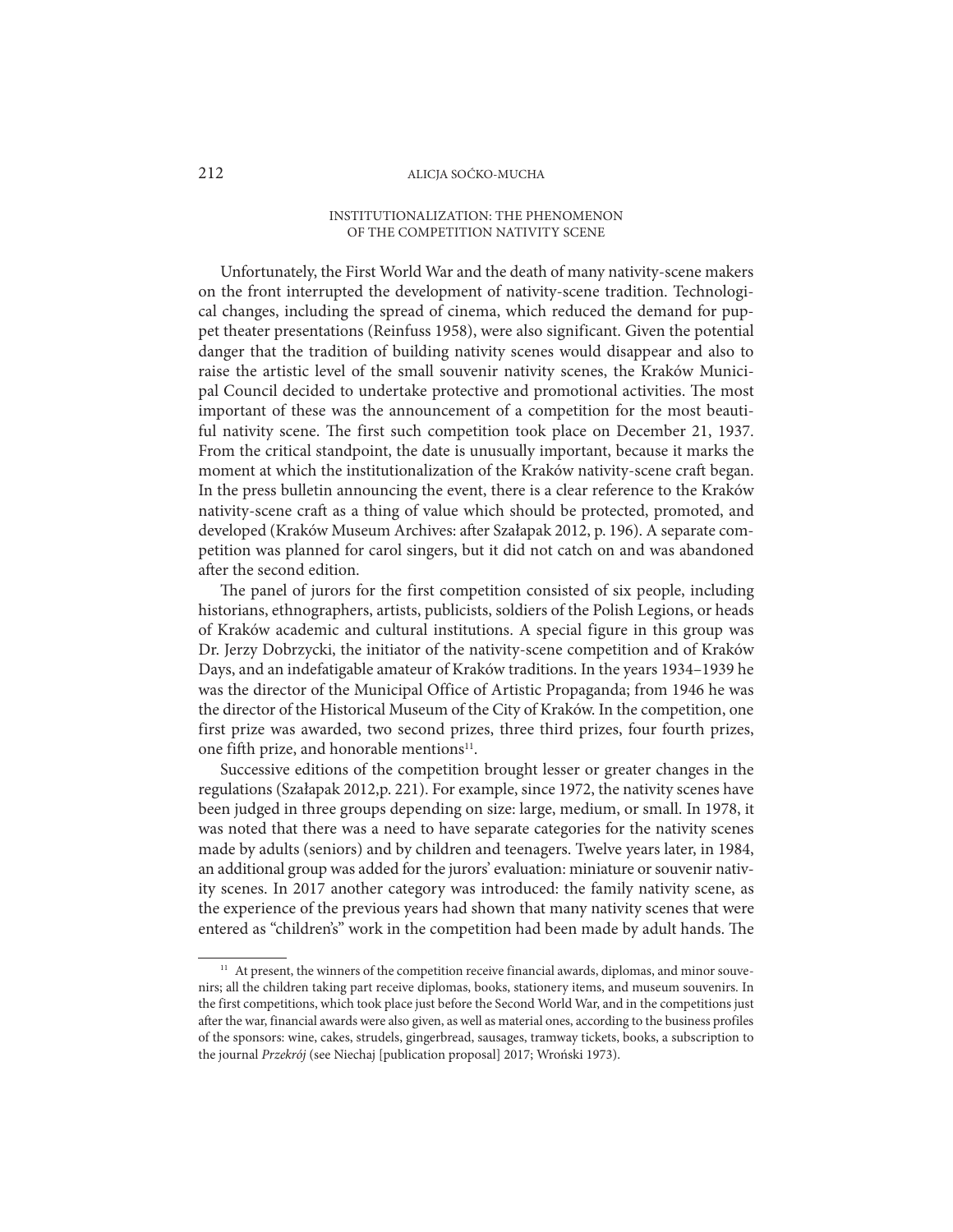## INSTITUTIONALIZATION: THE PHENOMENON OF THE COMPETITION NATIVITY SCENE

Unfortunately, the First World War and the death of many nativity-scene makers on the front interrupted the development of nativity-scene tradition. Technological changes, including the spread of cinema, which reduced the demand for puppet theater presentations (Reinfuss 1958), were also significant. Given the potential danger that the tradition of building nativity scenes would disappear and also to raise the artistic level of the small souvenir nativity scenes, the Kraków Municipal Council decided to undertake protective and promotional activities. The most important of these was the announcement of a competition for the most beautiful nativity scene. The first such competition took place on December 21, 1937. From the critical standpoint, the date is unusually important, because it marks the moment at which the institutionalization of the Kraków nativity-scene craft began. In the press bulletin announcing the event, there is a clear reference to the Kraków nativity-scene craft as a thing of value which should be protected, promoted, and developed (Kraków Museum Archives: after Szałapak 2012, p. 196). A separate competition was planned for carol singers, but it did not catch on and was abandoned after the second edition.

The panel of jurors for the first competition consisted of six people, including historians, ethnographers, artists, publicists, soldiers of the Polish Legions, or heads of Kraków academic and cultural institutions. A special figure in this group was Dr. Jerzy Dobrzycki, the initiator of the nativity-scene competition and of Kraków Days, and an indefatigable amateur of Kraków traditions. In the years 1934–1939 he was the director of the Municipal Office of Artistic Propaganda; from 1946 he was the director of the Historical Museum of the City of Kraków. In the competition, one first prize was awarded, two second prizes, three third prizes, four fourth prizes, one fifth prize, and honorable mentions[11].

Successive editions of the competition brought lesser or greater changes in the regulations (Szałapak 2012,p. 221). For example, since 1972, the nativity scenes have been judged in three groups depending on size: large, medium, or small. In 1978, it was noted that there was a need to have separate categories for the nativity scenes made by adults (seniors) and by children and teenagers. Twelve years later, in 1984, an additional group was added for the jurors' evaluation: miniature or souvenir nativity scenes. In 2017 another category was introduced: the family nativity scene, as the experience of the previous years had shown that many nativity scenes that were entered as "children's" work in the competition had been made by adult hands. The

---

[11] At present, the winners of the competition receive financial awards, diplomas, and minor souvenirs; all the children taking part receive diplomas, books, stationery items, and museum souvenirs. In the first competitions, which took place just before the Second World War, and in the competitions just after the war, financial awards were also given, as well as material ones, according to the business profiles of the sponsors: wine, cakes, strudels, gingerbread, sausages, tramway tickets, books, a subscription to the journal *Przekrój* (see Niechaj [publication proposal] 2017; Wroński 1973).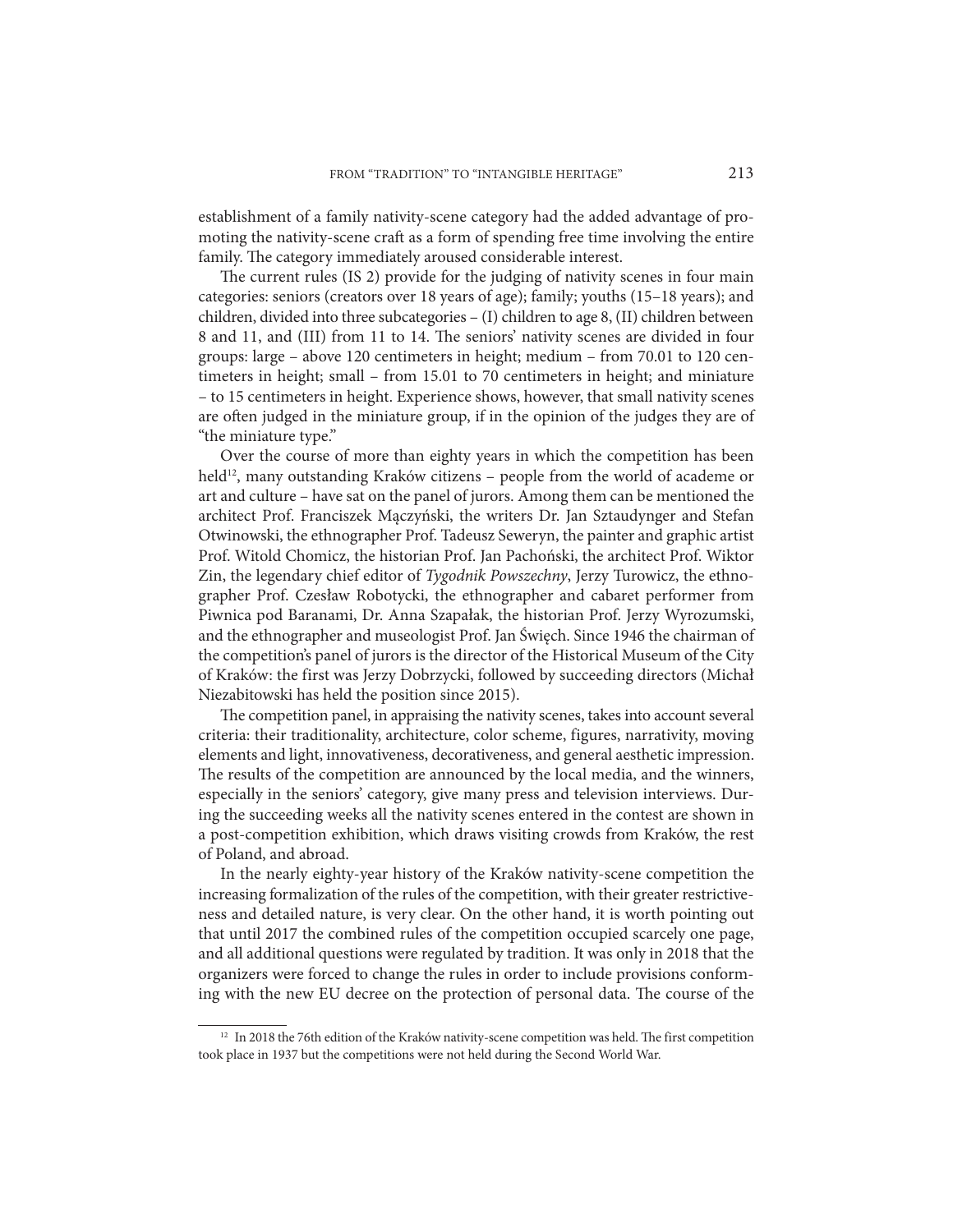establishment of a family nativity-scene category had the added advantage of promoting the nativity-scene craft as a form of spending free time involving the entire family. The category immediately aroused considerable interest.

The current rules (IS 2) provide for the judging of nativity scenes in four main categories: seniors (creators over 18 years of age); family; youths (15–18 years); and children, divided into three subcategories – (I) children to age 8, (II) children between 8 and 11, and (III) from 11 to 14. The seniors' nativity scenes are divided in four groups: large – above 120 centimeters in height; medium – from 70.01 to 120 centimeters in height; small – from 15.01 to 70 centimeters in height; and miniature – to 15 centimeters in height. Experience shows, however, that small nativity scenes are often judged in the miniature group, if in the opinion of the judges they are of "the miniature type."

Over the course of more than eighty years in which the competition has been held[12], many outstanding Kraków citizens – people from the world of academe or art and culture – have sat on the panel of jurors. Among them can be mentioned the architect Prof. Franciszek Mączyński, the writers Dr. Jan Sztaudynger and Stefan Otwinowski, the ethnographer Prof. Tadeusz Seweryn, the painter and graphic artist Prof. Witold Chomicz, the historian Prof. Jan Pachoński, the architect Prof. Wiktor Zin, the legendary chief editor of *Tygodnik Powszechny*, Jerzy Turowicz, the ethnographer Prof. Czesław Robotycki, the ethnographer and cabaret performer from Piwnica pod Baranami, Dr. Anna Szapałak, the historian Prof. Jerzy Wyrozumski, and the ethnographer and museologist Prof. Jan Święch. Since 1946 the chairman of the competition's panel of jurors is the director of the Historical Museum of the City of Kraków: the first was Jerzy Dobrzycki, followed by succeeding directors (Michał Niezabitowski has held the position since 2015).

The competition panel, in appraising the nativity scenes, takes into account several criteria: their traditionality, architecture, color scheme, figures, narrativity, moving elements and light, innovativeness, decorativeness, and general aesthetic impression. The results of the competition are announced by the local media, and the winners, especially in the seniors' category, give many press and television interviews. During the succeeding weeks all the nativity scenes entered in the contest are shown in a post-competition exhibition, which draws visiting crowds from Kraków, the rest of Poland, and abroad.

In the nearly eighty-year history of the Kraków nativity-scene competition the increasing formalization of the rules of the competition, with their greater restrictiveness and detailed nature, is very clear. On the other hand, it is worth pointing out that until 2017 the combined rules of the competition occupied scarcely one page, and all additional questions were regulated by tradition. It was only in 2018 that the organizers were forced to change the rules in order to include provisions conforming with the new EU decree on the protection of personal data. The course of the

[12] In 2018 the 76th edition of the Kraków nativity-scene competition was held. The first competition took place in 1937 but the competitions were not held during the Second World War.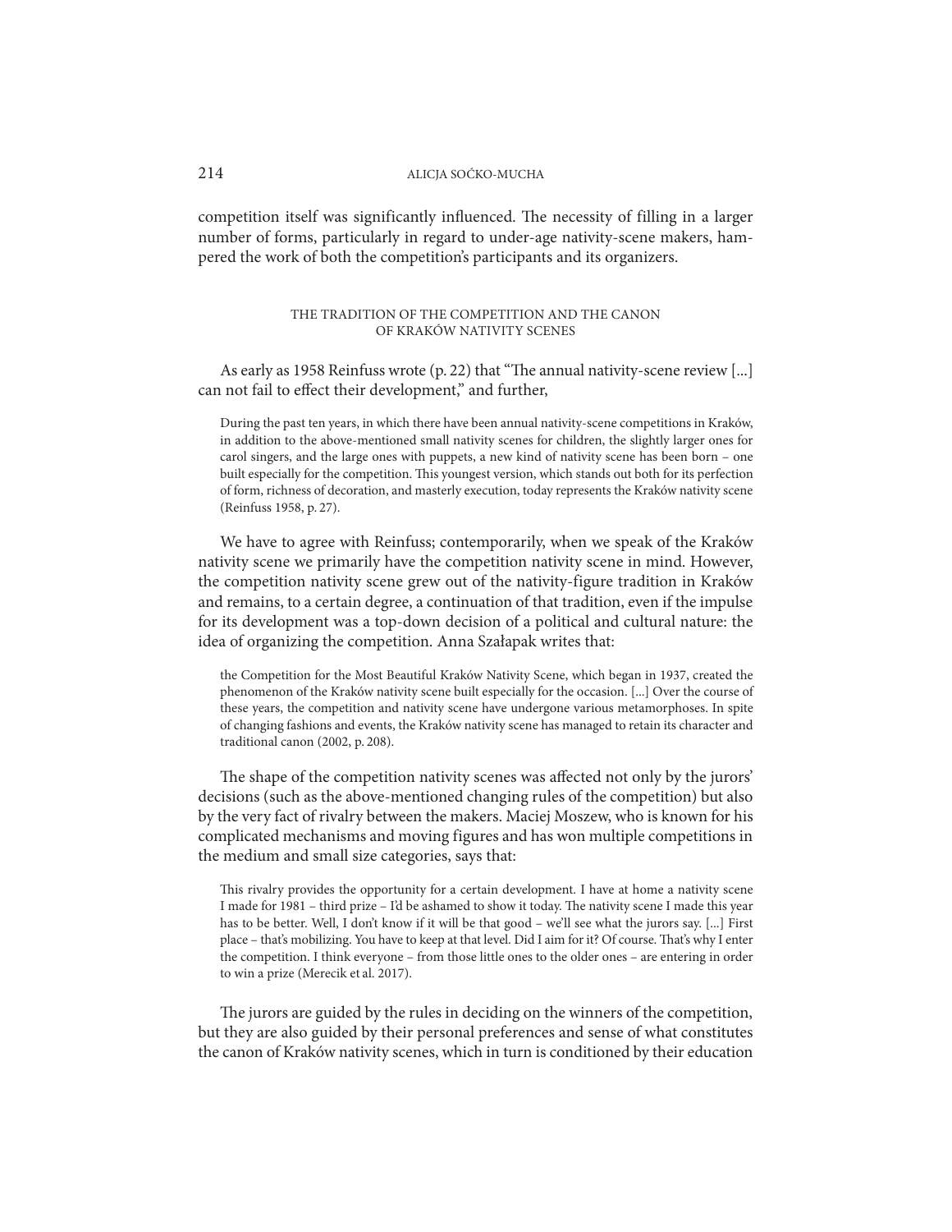competition itself was significantly influenced. The necessity of filling in a larger number of forms, particularly in regard to under-age nativity-scene makers, hampered the work of both the competition's participants and its organizers.

## THE TRADITION OF THE COMPETITION AND THE CANON OF KRAKÓW NATIVITY SCENES

As early as 1958 Reinfuss wrote (p. 22) that "The annual nativity-scene review [...] can not fail to effect their development," and further,

> During the past ten years, in which there have been annual nativity-scene competitions in Kraków, in addition to the above-mentioned small nativity scenes for children, the slightly larger ones for carol singers, and the large ones with puppets, a new kind of nativity scene has been born – one built especially for the competition. This youngest version, which stands out both for its perfection of form, richness of decoration, and masterly execution, today represents the Kraków nativity scene (Reinfuss 1958, p. 27).

We have to agree with Reinfuss; contemporarily, when we speak of the Kraków nativity scene we primarily have the competition nativity scene in mind. However, the competition nativity scene grew out of the nativity-figure tradition in Kraków and remains, to a certain degree, a continuation of that tradition, even if the impulse for its development was a top-down decision of a political and cultural nature: the idea of organizing the competition. Anna Szałapak writes that:

> the Competition for the Most Beautiful Kraków Nativity Scene, which began in 1937, created the phenomenon of the Kraków nativity scene built especially for the occasion. [...] Over the course of these years, the competition and nativity scene have undergone various metamorphoses. In spite of changing fashions and events, the Kraków nativity scene has managed to retain its character and traditional canon (2002, p. 208).

The shape of the competition nativity scenes was affected not only by the jurors' decisions (such as the above-mentioned changing rules of the competition) but also by the very fact of rivalry between the makers. Maciej Moszew, who is known for his complicated mechanisms and moving figures and has won multiple competitions in the medium and small size categories, says that:

> This rivalry provides the opportunity for a certain development. I have at home a nativity scene I made for 1981 – third prize – I'd be ashamed to show it today. The nativity scene I made this year has to be better. Well, I don't know if it will be that good – we'll see what the jurors say. [...] First place – that's mobilizing. You have to keep at that level. Did I aim for it? Of course. That's why I enter the competition. I think everyone – from those little ones to the older ones – are entering in order to win a prize (Merecik et al. 2017).

The jurors are guided by the rules in deciding on the winners of the competition, but they are also guided by their personal preferences and sense of what constitutes the canon of Kraków nativity scenes, which in turn is conditioned by their education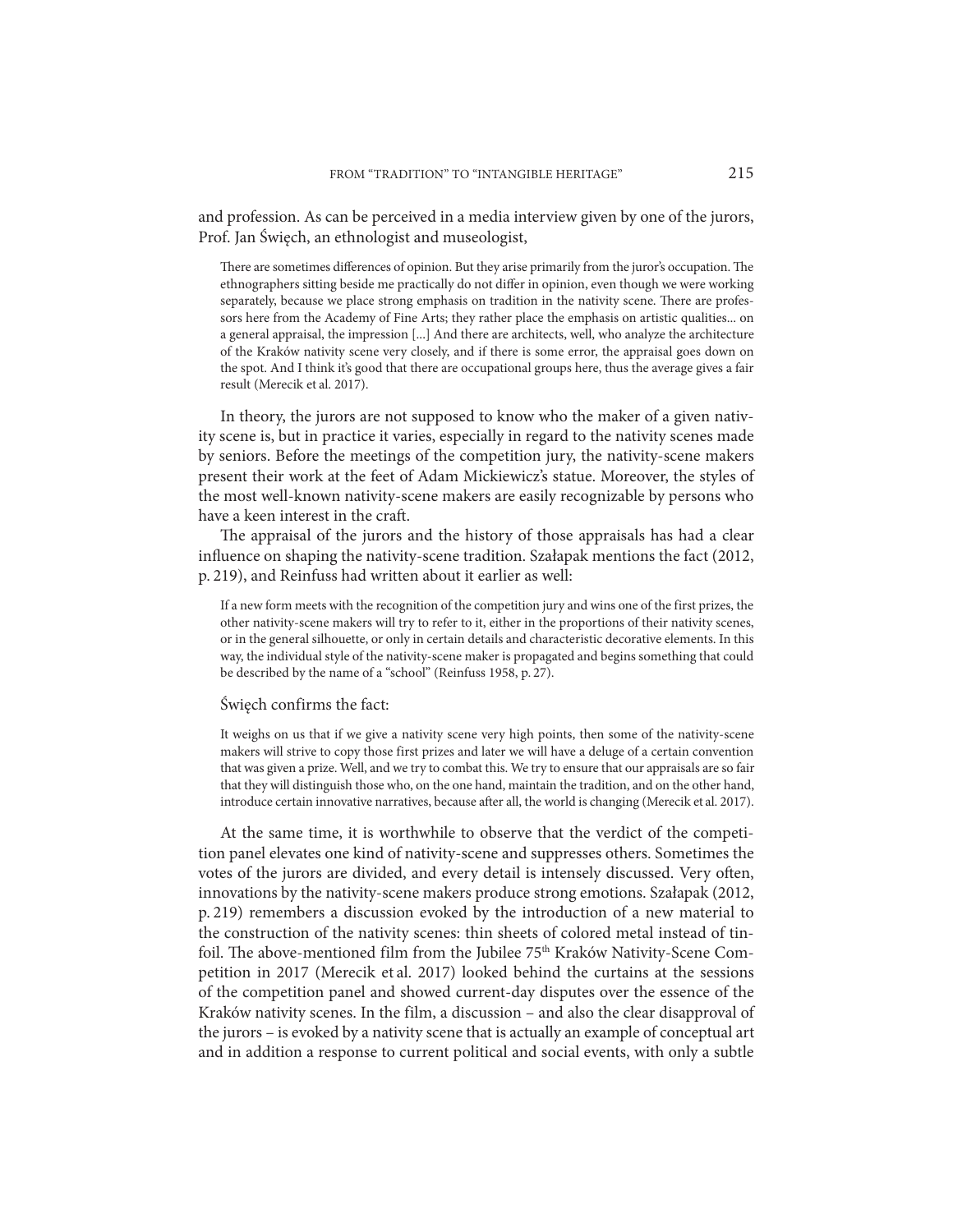and profession. As can be perceived in a media interview given by one of the jurors, Prof. Jan Święch, an ethnologist and museologist,

> There are sometimes differences of opinion. But they arise primarily from the juror's occupation. The ethnographers sitting beside me practically do not differ in opinion, even though we were working separately, because we place strong emphasis on tradition in the nativity scene. There are professors here from the Academy of Fine Arts; they rather place the emphasis on artistic qualities... on a general appraisal, the impression [...] And there are architects, well, who analyze the architecture of the Kraków nativity scene very closely, and if there is some error, the appraisal goes down on the spot. And I think it's good that there are occupational groups here, thus the average gives a fair result (Merecik et al. 2017).

In theory, the jurors are not supposed to know who the maker of a given nativity scene is, but in practice it varies, especially in regard to the nativity scenes made by seniors. Before the meetings of the competition jury, the nativity-scene makers present their work at the feet of Adam Mickiewicz's statue. Moreover, the styles of the most well-known nativity-scene makers are easily recognizable by persons who have a keen interest in the craft.

The appraisal of the jurors and the history of those appraisals has had a clear influence on shaping the nativity-scene tradition. Szałapak mentions the fact (2012, p. 219), and Reinfuss had written about it earlier as well:

> If a new form meets with the recognition of the competition jury and wins one of the first prizes, the other nativity-scene makers will try to refer to it, either in the proportions of their nativity scenes, or in the general silhouette, or only in certain details and characteristic decorative elements. In this way, the individual style of the nativity-scene maker is propagated and begins something that could be described by the name of a "school" (Reinfuss 1958, p. 27).

Święch confirms the fact:

> It weighs on us that if we give a nativity scene very high points, then some of the nativity-scene makers will strive to copy those first prizes and later we will have a deluge of a certain convention that was given a prize. Well, and we try to combat this. We try to ensure that our appraisals are so fair that they will distinguish those who, on the one hand, maintain the tradition, and on the other hand, introduce certain innovative narratives, because after all, the world is changing (Merecik et al. 2017).

At the same time, it is worthwhile to observe that the verdict of the competition panel elevates one kind of nativity-scene and suppresses others. Sometimes the votes of the jurors are divided, and every detail is intensely discussed. Very often, innovations by the nativity-scene makers produce strong emotions. Szałapak (2012, p. 219) remembers a discussion evoked by the introduction of a new material to the construction of the nativity scenes: thin sheets of colored metal instead of tinfoil. The above-mentioned film from the Jubilee 75th Kraków Nativity-Scene Competition in 2017 (Merecik et al. 2017) looked behind the curtains at the sessions of the competition panel and showed current-day disputes over the essence of the Kraków nativity scenes. In the film, a discussion – and also the clear disapproval of the jurors – is evoked by a nativity scene that is actually an example of conceptual art and in addition a response to current political and social events, with only a subtle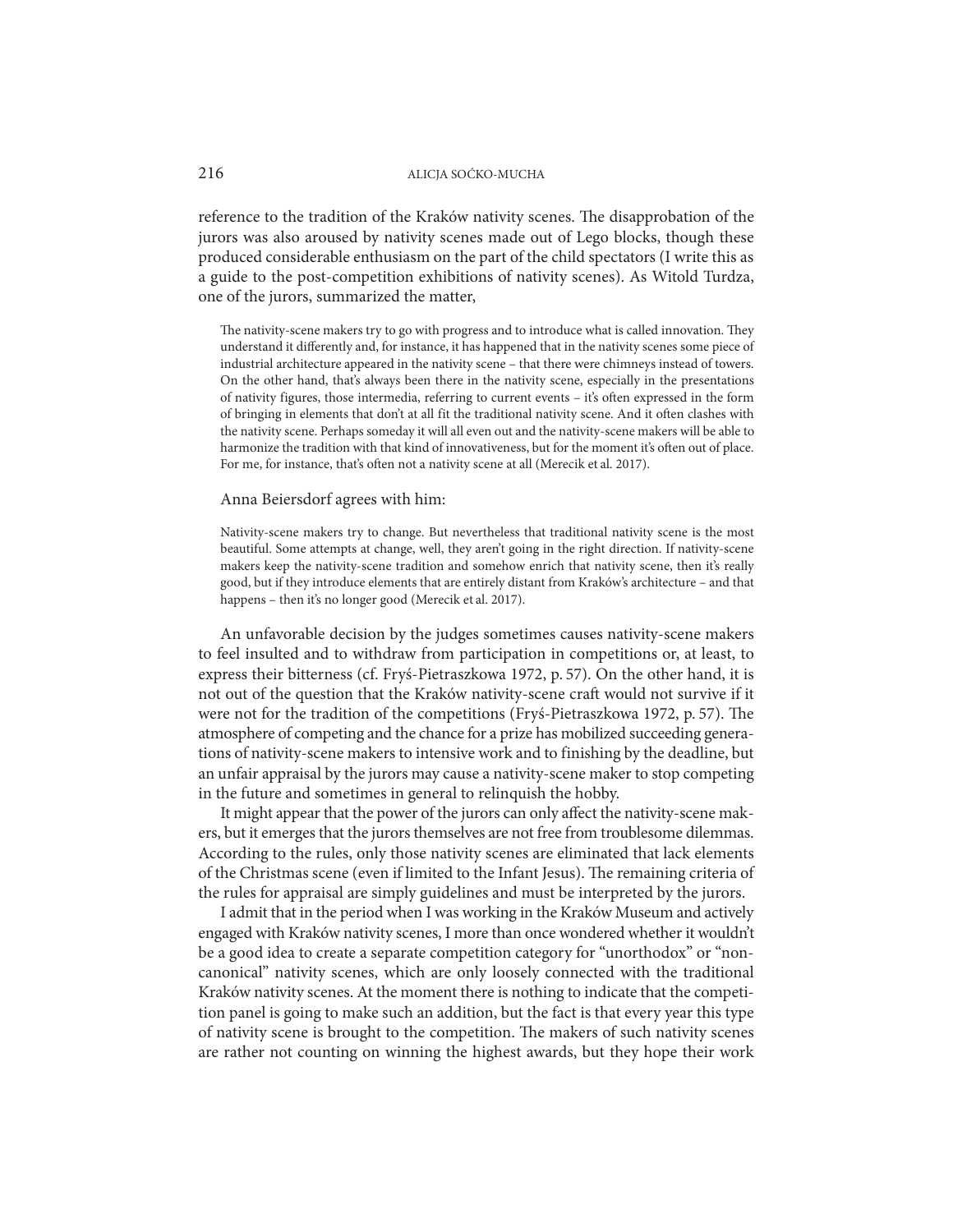reference to the tradition of the Kraków nativity scenes. The disapprobation of the jurors was also aroused by nativity scenes made out of Lego blocks, though these produced considerable enthusiasm on the part of the child spectators (I write this as a guide to the post-competition exhibitions of nativity scenes). As Witold Turdza, one of the jurors, summarized the matter,

> The nativity-scene makers try to go with progress and to introduce what is called innovation. They understand it differently and, for instance, it has happened that in the nativity scenes some piece of industrial architecture appeared in the nativity scene – that there were chimneys instead of towers. On the other hand, that's always been there in the nativity scene, especially in the presentations of nativity figures, those intermedia, referring to current events – it's often expressed in the form of bringing in elements that don't at all fit the traditional nativity scene. And it often clashes with the nativity scene. Perhaps someday it will all even out and the nativity-scene makers will be able to harmonize the tradition with that kind of innovativeness, but for the moment it's often out of place. For me, for instance, that's often not a nativity scene at all (Merecik et al. 2017).

Anna Beiersdorf agrees with him:

> Nativity-scene makers try to change. But nevertheless that traditional nativity scene is the most beautiful. Some attempts at change, well, they aren't going in the right direction. If nativity-scene makers keep the nativity-scene tradition and somehow enrich that nativity scene, then it's really good, but if they introduce elements that are entirely distant from Kraków's architecture – and that happens – then it's no longer good (Merecik et al. 2017).

An unfavorable decision by the judges sometimes causes nativity-scene makers to feel insulted and to withdraw from participation in competitions or, at least, to express their bitterness (cf. Fryś-Pietraszkowa 1972, p. 57). On the other hand, it is not out of the question that the Kraków nativity-scene craft would not survive if it were not for the tradition of the competitions (Fryś-Pietraszkowa 1972, p. 57). The atmosphere of competing and the chance for a prize has mobilized succeeding generations of nativity-scene makers to intensive work and to finishing by the deadline, but an unfair appraisal by the jurors may cause a nativity-scene maker to stop competing in the future and sometimes in general to relinquish the hobby.

It might appear that the power of the jurors can only affect the nativity-scene makers, but it emerges that the jurors themselves are not free from troublesome dilemmas. According to the rules, only those nativity scenes are eliminated that lack elements of the Christmas scene (even if limited to the Infant Jesus). The remaining criteria of the rules for appraisal are simply guidelines and must be interpreted by the jurors.

I admit that in the period when I was working in the Kraków Museum and actively engaged with Kraków nativity scenes, I more than once wondered whether it wouldn't be a good idea to create a separate competition category for "unorthodox" or "non-canonical" nativity scenes, which are only loosely connected with the traditional Kraków nativity scenes. At the moment there is nothing to indicate that the competition panel is going to make such an addition, but the fact is that every year this type of nativity scene is brought to the competition. The makers of such nativity scenes are rather not counting on winning the highest awards, but they hope their work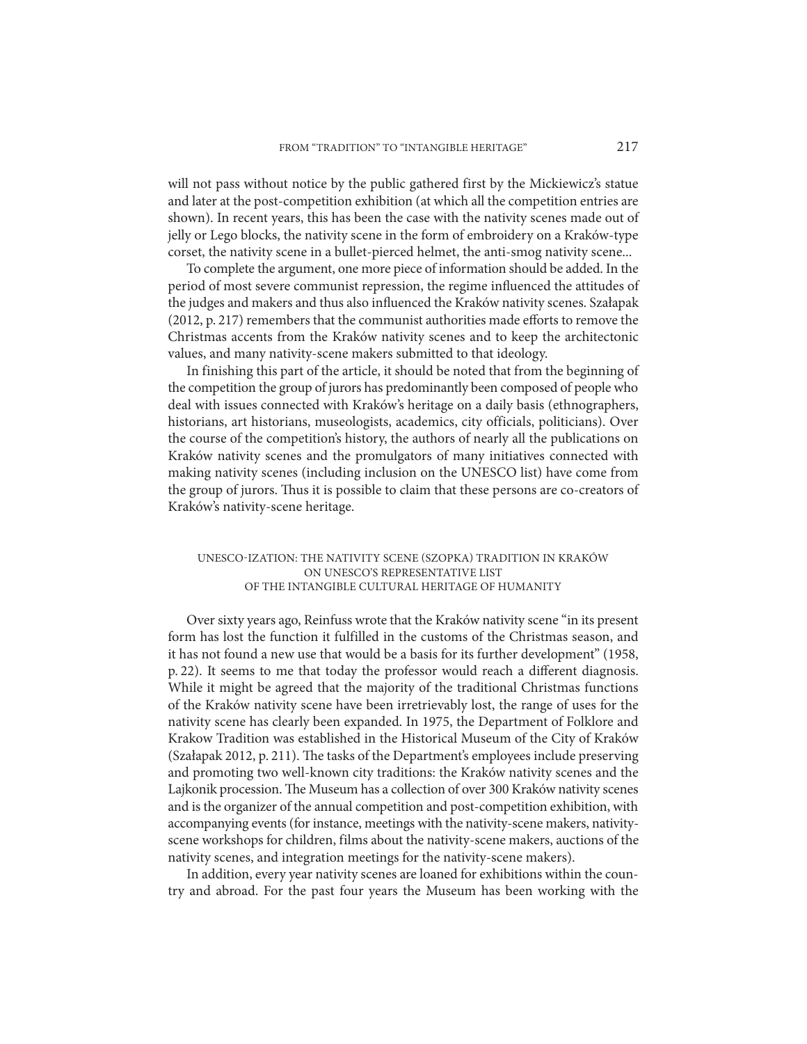will not pass without notice by the public gathered first by the Mickiewicz's statue and later at the post-competition exhibition (at which all the competition entries are shown). In recent years, this has been the case with the nativity scenes made out of jelly or Lego blocks, the nativity scene in the form of embroidery on a Kraków-type corset, the nativity scene in a bullet-pierced helmet, the anti-smog nativity scene...

To complete the argument, one more piece of information should be added. In the period of most severe communist repression, the regime influenced the attitudes of the judges and makers and thus also influenced the Kraków nativity scenes. Szałapak (2012, p. 217) remembers that the communist authorities made efforts to remove the Christmas accents from the Kraków nativity scenes and to keep the architectonic values, and many nativity-scene makers submitted to that ideology.

In finishing this part of the article, it should be noted that from the beginning of the competition the group of jurors has predominantly been composed of people who deal with issues connected with Kraków's heritage on a daily basis (ethnographers, historians, art historians, museologists, academics, city officials, politicians). Over the course of the competition's history, the authors of nearly all the publications on Kraków nativity scenes and the promulgators of many initiatives connected with making nativity scenes (including inclusion on the UNESCO list) have come from the group of jurors. Thus it is possible to claim that these persons are co-creators of Kraków's nativity-scene heritage.

## UNESCO-IZATION: THE NATIVITY SCENE (SZOPKA) TRADITION IN KRAKÓW ON UNESCO'S REPRESENTATIVE LIST OF THE INTANGIBLE CULTURAL HERITAGE OF HUMANITY

Over sixty years ago, Reinfuss wrote that the Kraków nativity scene "in its present form has lost the function it fulfilled in the customs of the Christmas season, and it has not found a new use that would be a basis for its further development" (1958, p. 22). It seems to me that today the professor would reach a different diagnosis. While it might be agreed that the majority of the traditional Christmas functions of the Kraków nativity scene have been irretrievably lost, the range of uses for the nativity scene has clearly been expanded. In 1975, the Department of Folklore and Krakow Tradition was established in the Historical Museum of the City of Kraków (Szałapak 2012, p. 211). The tasks of the Department's employees include preserving and promoting two well-known city traditions: the Kraków nativity scenes and the Lajkonik procession. The Museum has a collection of over 300 Kraków nativity scenes and is the organizer of the annual competition and post-competition exhibition, with accompanying events (for instance, meetings with the nativity-scene makers, nativity-scene workshops for children, films about the nativity-scene makers, auctions of the nativity scenes, and integration meetings for the nativity-scene makers).

In addition, every year nativity scenes are loaned for exhibitions within the country and abroad. For the past four years the Museum has been working with the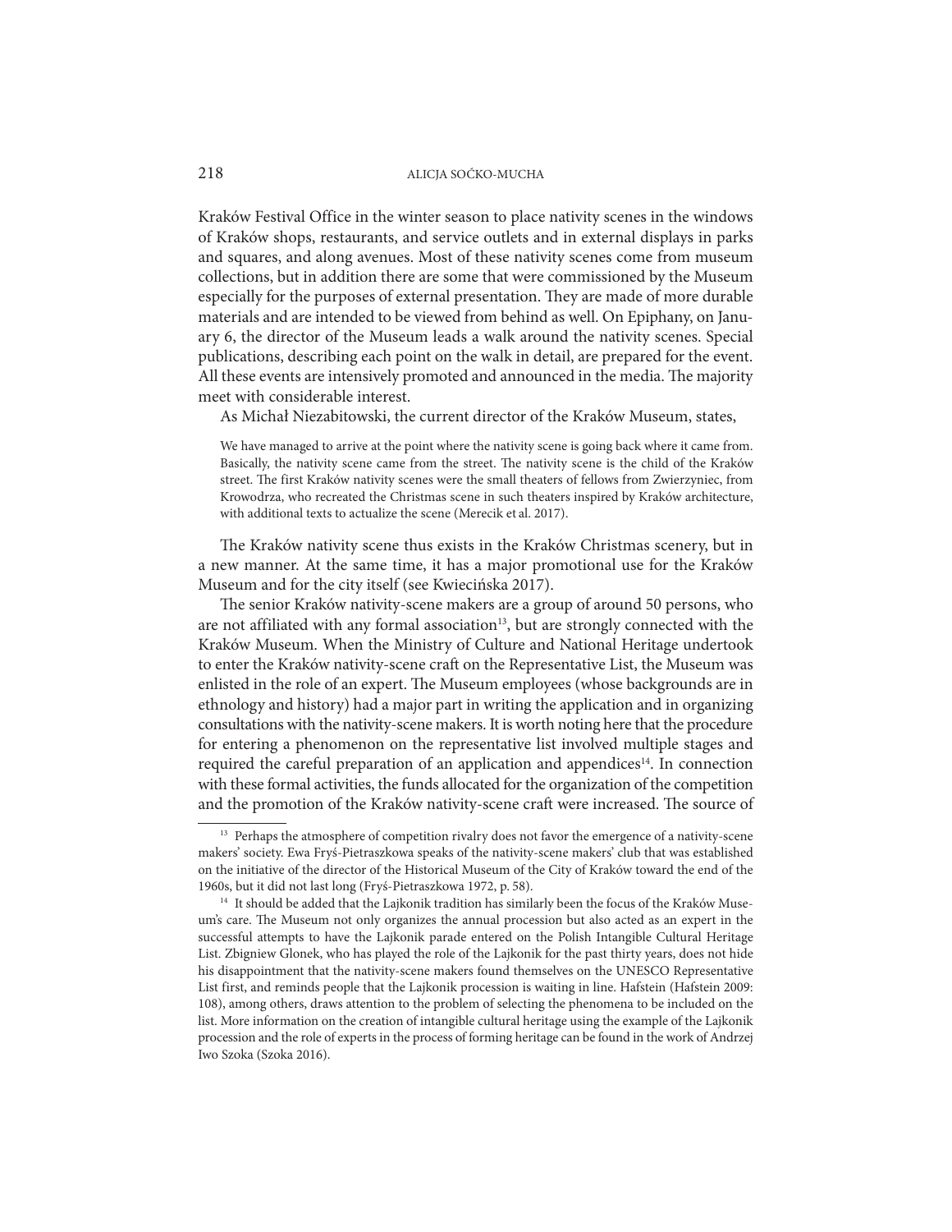Kraków Festival Office in the winter season to place nativity scenes in the windows of Kraków shops, restaurants, and service outlets and in external displays in parks and squares, and along avenues. Most of these nativity scenes come from museum collections, but in addition there are some that were commissioned by the Museum especially for the purposes of external presentation. They are made of more durable materials and are intended to be viewed from behind as well. On Epiphany, on January 6, the director of the Museum leads a walk around the nativity scenes. Special publications, describing each point on the walk in detail, are prepared for the event. All these events are intensively promoted and announced in the media. The majority meet with considerable interest.

As Michał Niezabitowski, the current director of the Kraków Museum, states,

> We have managed to arrive at the point where the nativity scene is going back where it came from. Basically, the nativity scene came from the street. The nativity scene is the child of the Kraków street. The first Kraków nativity scenes were the small theaters of fellows from Zwierzyniec, from Krowodrza, who recreated the Christmas scene in such theaters inspired by Kraków architecture, with additional texts to actualize the scene (Merecik et al. 2017).

The Kraków nativity scene thus exists in the Kraków Christmas scenery, but in a new manner. At the same time, it has a major promotional use for the Kraków Museum and for the city itself (see Kwiecińska 2017).

The senior Kraków nativity-scene makers are a group of around 50 persons, who are not affiliated with any formal association[13], but are strongly connected with the Kraków Museum. When the Ministry of Culture and National Heritage undertook to enter the Kraków nativity-scene craft on the Representative List, the Museum was enlisted in the role of an expert. The Museum employees (whose backgrounds are in ethnology and history) had a major part in writing the application and in organizing consultations with the nativity-scene makers. It is worth noting here that the procedure for entering a phenomenon on the representative list involved multiple stages and required the careful preparation of an application and appendices[14]. In connection with these formal activities, the funds allocated for the organization of the competition and the promotion of the Kraków nativity-scene craft were increased. The source of

---

[13] Perhaps the atmosphere of competition rivalry does not favor the emergence of a nativity-scene makers' society. Ewa Fryś-Pietraszkowa speaks of the nativity-scene makers' club that was established on the initiative of the director of the Historical Museum of the City of Kraków toward the end of the 1960s, but it did not last long (Fryś-Pietraszkowa 1972, p. 58).

[14] It should be added that the Lajkonik tradition has similarly been the focus of the Kraków Museum's care. The Museum not only organizes the annual procession but also acted as an expert in the successful attempts to have the Lajkonik parade entered on the Polish Intangible Cultural Heritage List. Zbigniew Glonek, who has played the role of the Lajkonik for the past thirty years, does not hide his disappointment that the nativity-scene makers found themselves on the UNESCO Representative List first, and reminds people that the Lajkonik procession is waiting in line. Hafstein (Hafstein 2009: 108), among others, draws attention to the problem of selecting the phenomena to be included on the list. More information on the creation of intangible cultural heritage using the example of the Lajkonik procession and the role of experts in the process of forming heritage can be found in the work of Andrzej Iwo Szoka (Szoka 2016).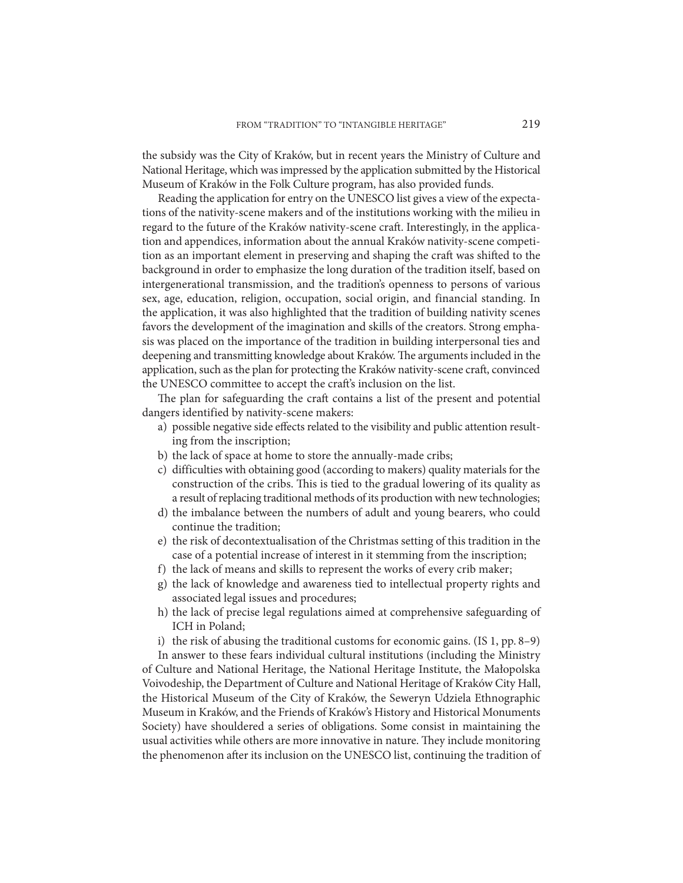the subsidy was the City of Kraków, but in recent years the Ministry of Culture and National Heritage, which was impressed by the application submitted by the Historical Museum of Kraków in the Folk Culture program, has also provided funds.

Reading the application for entry on the UNESCO list gives a view of the expectations of the nativity-scene makers and of the institutions working with the milieu in regard to the future of the Kraków nativity-scene craft. Interestingly, in the application and appendices, information about the annual Kraków nativity-scene competition as an important element in preserving and shaping the craft was shifted to the background in order to emphasize the long duration of the tradition itself, based on intergenerational transmission, and the tradition's openness to persons of various sex, age, education, religion, occupation, social origin, and financial standing. In the application, it was also highlighted that the tradition of building nativity scenes favors the development of the imagination and skills of the creators. Strong emphasis was placed on the importance of the tradition in building interpersonal ties and deepening and transmitting knowledge about Kraków. The arguments included in the application, such as the plan for protecting the Kraków nativity-scene craft, convinced the UNESCO committee to accept the craft's inclusion on the list.

The plan for safeguarding the craft contains a list of the present and potential dangers identified by nativity-scene makers:

a) possible negative side effects related to the visibility and public attention resulting from the inscription;
b) the lack of space at home to store the annually-made cribs;
c) difficulties with obtaining good (according to makers) quality materials for the construction of the cribs. This is tied to the gradual lowering of its quality as a result of replacing traditional methods of its production with new technologies;
d) the imbalance between the numbers of adult and young bearers, who could continue the tradition;
e) the risk of decontextualisation of the Christmas setting of this tradition in the case of a potential increase of interest in it stemming from the inscription;
f) the lack of means and skills to represent the works of every crib maker;
g) the lack of knowledge and awareness tied to intellectual property rights and associated legal issues and procedures;
h) the lack of precise legal regulations aimed at comprehensive safeguarding of ICH in Poland;
i) the risk of abusing the traditional customs for economic gains. (IS 1, pp. 8–9)

In answer to these fears individual cultural institutions (including the Ministry of Culture and National Heritage, the National Heritage Institute, the Małopolska Voivodeship, the Department of Culture and National Heritage of Kraków City Hall, the Historical Museum of the City of Kraków, the Seweryn Udziela Ethnographic Museum in Kraków, and the Friends of Kraków's History and Historical Monuments Society) have shouldered a series of obligations. Some consist in maintaining the usual activities while others are more innovative in nature. They include monitoring the phenomenon after its inclusion on the UNESCO list, continuing the tradition of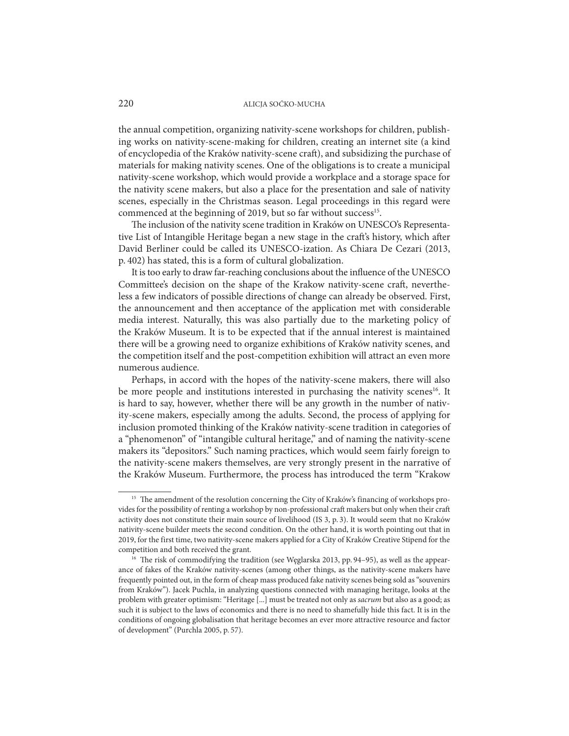the annual competition, organizing nativity-scene workshops for children, publishing works on nativity-scene-making for children, creating an internet site (a kind of encyclopedia of the Kraków nativity-scene craft), and subsidizing the purchase of materials for making nativity scenes. One of the obligations is to create a municipal nativity-scene workshop, which would provide a workplace and a storage space for the nativity scene makers, but also a place for the presentation and sale of nativity scenes, especially in the Christmas season. Legal proceedings in this regard were commenced at the beginning of 2019, but so far without success[15].

The inclusion of the nativity scene tradition in Kraków on UNESCO's Representative List of Intangible Heritage began a new stage in the craft's history, which after David Berliner could be called its UNESCO-ization. As Chiara De Cezari (2013, p. 402) has stated, this is a form of cultural globalization.

It is too early to draw far-reaching conclusions about the influence of the UNESCO Committee's decision on the shape of the Krakow nativity-scene craft, nevertheless a few indicators of possible directions of change can already be observed. First, the announcement and then acceptance of the application met with considerable media interest. Naturally, this was also partially due to the marketing policy of the Kraków Museum. It is to be expected that if the annual interest is maintained there will be a growing need to organize exhibitions of Kraków nativity scenes, and the competition itself and the post-competition exhibition will attract an even more numerous audience.

Perhaps, in accord with the hopes of the nativity-scene makers, there will also be more people and institutions interested in purchasing the nativity scenes[16]. It is hard to say, however, whether there will be any growth in the number of nativity-scene makers, especially among the adults. Second, the process of applying for inclusion promoted thinking of the Kraków nativity-scene tradition in categories of a "phenomenon" of "intangible cultural heritage," and of naming the nativity-scene makers its "depositors." Such naming practices, which would seem fairly foreign to the nativity-scene makers themselves, are very strongly present in the narrative of the Kraków Museum. Furthermore, the process has introduced the term "Krakow

---

[15] The amendment of the resolution concerning the City of Kraków's financing of workshops provides for the possibility of renting a workshop by non-professional craft makers but only when their craft activity does not constitute their main source of livelihood (IS 3, p. 3). It would seem that no Kraków nativity-scene builder meets the second condition. On the other hand, it is worth pointing out that in 2019, for the first time, two nativity-scene makers applied for a City of Kraków Creative Stipend for the competition and both received the grant.

[16] The risk of commodifying the tradition (see Węglarska 2013, pp. 94–95), as well as the appearance of fakes of the Kraków nativity-scenes (among other things, as the nativity-scene makers have frequently pointed out, in the form of cheap mass produced fake nativity scenes being sold as "souvenirs from Kraków"). Jacek Puchla, in analyzing questions connected with managing heritage, looks at the problem with greater optimism: "Heritage [...] must be treated not only as *sacrum* but also as a good; as such it is subject to the laws of economics and there is no need to shamefully hide this fact. It is in the conditions of ongoing globalisation that heritage becomes an ever more attractive resource and factor of development" (Purchla 2005, p. 57).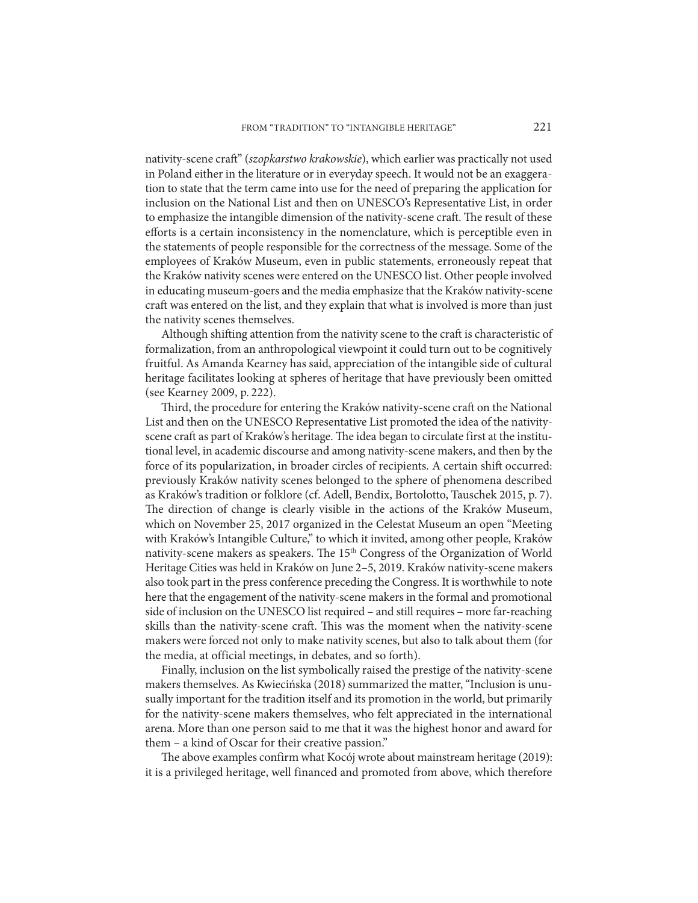nativity-scene craft" (*szopkarstwo krakowskie*), which earlier was practically not used in Poland either in the literature or in everyday speech. It would not be an exaggeration to state that the term came into use for the need of preparing the application for inclusion on the National List and then on UNESCO's Representative List, in order to emphasize the intangible dimension of the nativity-scene craft. The result of these efforts is a certain inconsistency in the nomenclature, which is perceptible even in the statements of people responsible for the correctness of the message. Some of the employees of Kraków Museum, even in public statements, erroneously repeat that the Kraków nativity scenes were entered on the UNESCO list. Other people involved in educating museum-goers and the media emphasize that the Kraków nativity-scene craft was entered on the list, and they explain that what is involved is more than just the nativity scenes themselves.

Although shifting attention from the nativity scene to the craft is characteristic of formalization, from an anthropological viewpoint it could turn out to be cognitively fruitful. As Amanda Kearney has said, appreciation of the intangible side of cultural heritage facilitates looking at spheres of heritage that have previously been omitted (see Kearney 2009, p. 222).

Third, the procedure for entering the Kraków nativity-scene craft on the National List and then on the UNESCO Representative List promoted the idea of the nativity-scene craft as part of Kraków's heritage. The idea began to circulate first at the institutional level, in academic discourse and among nativity-scene makers, and then by the force of its popularization, in broader circles of recipients. A certain shift occurred: previously Kraków nativity scenes belonged to the sphere of phenomena described as Kraków's tradition or folklore (cf. Adell, Bendix, Bortolotto, Tauschek 2015, p. 7). The direction of change is clearly visible in the actions of the Kraków Museum, which on November 25, 2017 organized in the Celestat Museum an open "Meeting with Kraków's Intangible Culture," to which it invited, among other people, Kraków nativity-scene makers as speakers. The 15th Congress of the Organization of World Heritage Cities was held in Kraków on June 2–5, 2019. Kraków nativity-scene makers also took part in the press conference preceding the Congress. It is worthwhile to note here that the engagement of the nativity-scene makers in the formal and promotional side of inclusion on the UNESCO list required – and still requires – more far-reaching skills than the nativity-scene craft. This was the moment when the nativity-scene makers were forced not only to make nativity scenes, but also to talk about them (for the media, at official meetings, in debates, and so forth).

Finally, inclusion on the list symbolically raised the prestige of the nativity-scene makers themselves. As Kwiecińska (2018) summarized the matter, "Inclusion is unusually important for the tradition itself and its promotion in the world, but primarily for the nativity-scene makers themselves, who felt appreciated in the international arena. More than one person said to me that it was the highest honor and award for them – a kind of Oscar for their creative passion."

The above examples confirm what Kocój wrote about mainstream heritage (2019): it is a privileged heritage, well financed and promoted from above, which therefore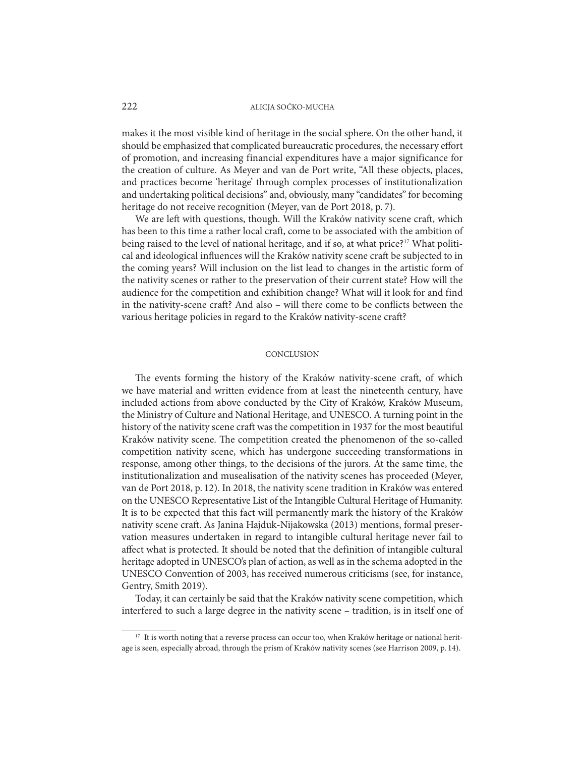makes it the most visible kind of heritage in the social sphere. On the other hand, it should be emphasized that complicated bureaucratic procedures, the necessary effort of promotion, and increasing financial expenditures have a major significance for the creation of culture. As Meyer and van de Port write, "All these objects, places, and practices become 'heritage' through complex processes of institutionalization and undertaking political decisions" and, obviously, many "candidates" for becoming heritage do not receive recognition (Meyer, van de Port 2018, p. 7).

We are left with questions, though. Will the Kraków nativity scene craft, which has been to this time a rather local craft, come to be associated with the ambition of being raised to the level of national heritage, and if so, at what price?[17] What political and ideological influences will the Kraków nativity scene craft be subjected to in the coming years? Will inclusion on the list lead to changes in the artistic form of the nativity scenes or rather to the preservation of their current state? How will the audience for the competition and exhibition change? What will it look for and find in the nativity-scene craft? And also – will there come to be conflicts between the various heritage policies in regard to the Kraków nativity-scene craft?

## CONCLUSION

The events forming the history of the Kraków nativity-scene craft, of which we have material and written evidence from at least the nineteenth century, have included actions from above conducted by the City of Kraków, Kraków Museum, the Ministry of Culture and National Heritage, and UNESCO. A turning point in the history of the nativity scene craft was the competition in 1937 for the most beautiful Kraków nativity scene. The competition created the phenomenon of the so-called competition nativity scene, which has undergone succeeding transformations in response, among other things, to the decisions of the jurors. At the same time, the institutionalization and musealisation of the nativity scenes has proceeded (Meyer, van de Port 2018, p. 12). In 2018, the nativity scene tradition in Kraków was entered on the UNESCO Representative List of the Intangible Cultural Heritage of Humanity. It is to be expected that this fact will permanently mark the history of the Kraków nativity scene craft. As Janina Hajduk-Nijakowska (2013) mentions, formal preservation measures undertaken in regard to intangible cultural heritage never fail to affect what is protected. It should be noted that the definition of intangible cultural heritage adopted in UNESCO's plan of action, as well as in the schema adopted in the UNESCO Convention of 2003, has received numerous criticisms (see, for instance, Gentry, Smith 2019).

Today, it can certainly be said that the Kraków nativity scene competition, which interfered to such a large degree in the nativity scene – tradition, is in itself one of

[17] It is worth noting that a reverse process can occur too, when Kraków heritage or national heritage is seen, especially abroad, through the prism of Kraków nativity scenes (see Harrison 2009, p. 14).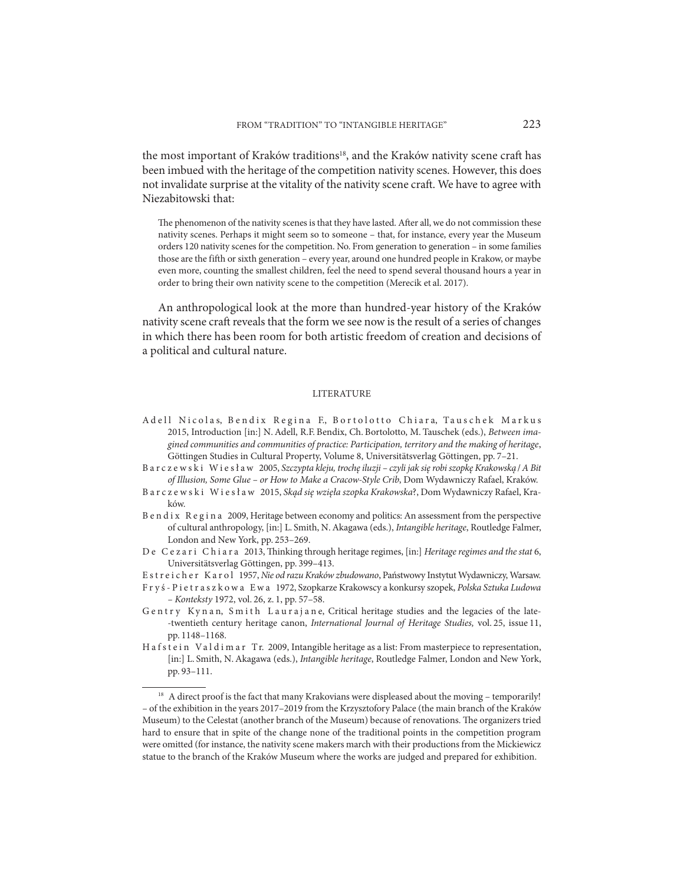the most important of Kraków traditions[18], and the Kraków nativity scene craft has been imbued with the heritage of the competition nativity scenes. However, this does not invalidate surprise at the vitality of the nativity scene craft. We have to agree with Niezabitowski that:

> The phenomenon of the nativity scenes is that they have lasted. After all, we do not commission these nativity scenes. Perhaps it might seem so to someone – that, for instance, every year the Museum orders 120 nativity scenes for the competition. No. From generation to generation – in some families those are the fifth or sixth generation – every year, around one hundred people in Krakow, or maybe even more, counting the smallest children, feel the need to spend several thousand hours a year in order to bring their own nativity scene to the competition (Merecik et al. 2017).

An anthropological look at the more than hundred-year history of the Kraków nativity scene craft reveals that the form we see now is the result of a series of changes in which there has been room for both artistic freedom of creation and decisions of a political and cultural nature.

## LITERATURE

Adell Nicolas, Bendix Regina F., Bortolotto Chiara, Tauschek Markus 2015, Introduction [in:] N. Adell, R.F. Bendix, Ch. Bortolotto, M. Tauschek (eds.), *Between imagined communities and communities of practice: Participation, territory and the making of heritage*, Göttingen Studies in Cultural Property, Volume 8, Universitätsverlag Göttingen, pp. 7–21.

Barczewski Wiesław 2005, *Szczypta kleju, trochę iluzji – czyli jak się robi szopkę Krakowską / A Bit of Illusion, Some Glue – or How to Make a Cracow-Style Crib*, Dom Wydawniczy Rafael, Kraków.

Barczewski Wiesław 2015, *Skąd się wzięła szopka Krakowska*?, Dom Wydawniczy Rafael, Kraków.

Bendix Regina 2009, Heritage between economy and politics: An assessment from the perspective of cultural anthropology, [in:] L. Smith, N. Akagawa (eds.), *Intangible heritage*, Routledge Falmer, London and New York, pp. 253–269.

De Cezari Chiara 2013, Thinking through heritage regimes, [in:] *Heritage regimes and the stat* 6, Universitätsverlag Göttingen, pp. 399–413.

Estreicher Karol 1957, *Nie od razu Kraków zbudowano*, Państwowy Instytut Wydawniczy, Warsaw.

Fryś-Pietraszkowa Ewa 1972, Szopkarze Krakowscy a konkursy szopek, *Polska Sztuka Ludowa – Konteksty* 1972, vol. 26, z. 1, pp. 57–58.

Gentry Kynan, Smith Laurajane, Critical heritage studies and the legacies of the late-twentieth century heritage canon, *International Journal of Heritage Studies,* vol. 25, issue 11, pp. 1148–1168.

Hafstein Valdimar Tr. 2009, Intangible heritage as a list: From masterpiece to representation, [in:] L. Smith, N. Akagawa (eds.), *Intangible heritage*, Routledge Falmer, London and New York, pp. 93–111.

---

[18] A direct proof is the fact that many Krakovians were displeased about the moving – temporarily! – of the exhibition in the years 2017–2019 from the Krzysztofory Palace (the main branch of the Kraków Museum) to the Celestat (another branch of the Museum) because of renovations. The organizers tried hard to ensure that in spite of the change none of the traditional points in the competition program were omitted (for instance, the nativity scene makers march with their productions from the Mickiewicz statue to the branch of the Kraków Museum where the works are judged and prepared for exhibition.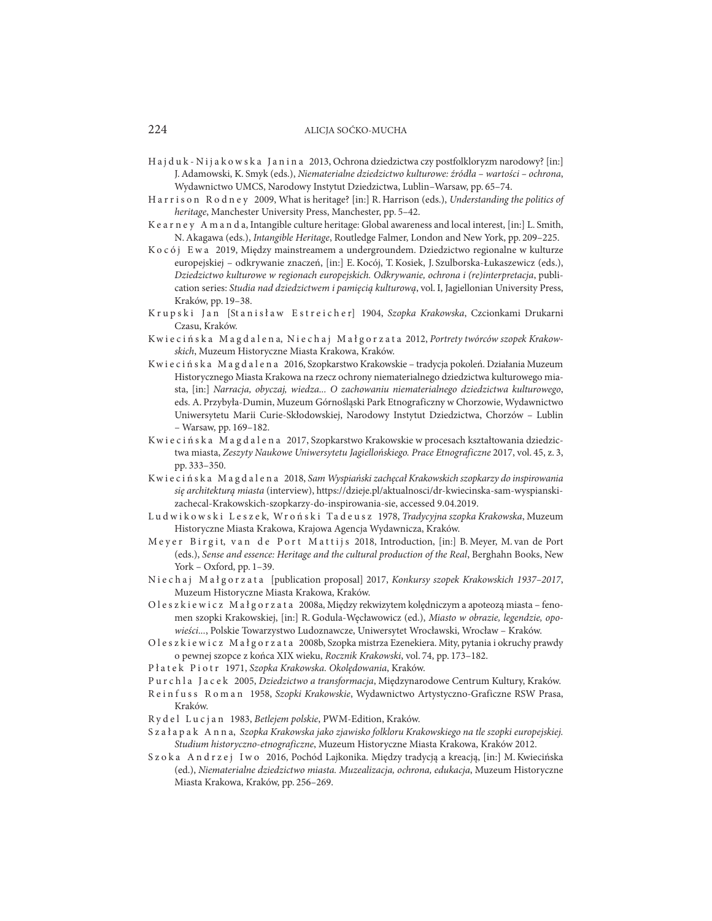Hajduk-Nijakowska Janina 2013, Ochrona dziedzictwa czy postfolkloryzm narodowy? [in:] J. Adamowski, K. Smyk (eds.), *Niematerialne dziedzictwo kulturowe: źródła – wartości – ochrona*, Wydawnictwo UMCS, Narodowy Instytut Dziedzictwa, Lublin–Warsaw, pp. 65–74.

Harrison Rodney 2009, What is heritage? [in:] R. Harrison (eds.), *Understanding the politics of heritage*, Manchester University Press, Manchester, pp. 5–42.

Kearney Amanda, Intangible culture heritage: Global awareness and local interest, [in:] L. Smith, N. Akagawa (eds.), *Intangible Heritage*, Routledge Falmer, London and New York, pp. 209–225.

Kocój Ewa 2019, Między mainstreamem a undergroundem. Dziedzictwo regionalne w kulturze europejskiej – odkrywanie znaczeń, [in:] E. Kocój, T. Kosiek, J. Szulborska-Łukaszewicz (eds.), *Dziedzictwo kulturowe w regionach europejskich. Odkrywanie, ochrona i (re)interpretacja*, publication series: *Studia nad dziedzictwem i pamięcią kulturową*, vol. I, Jagiellonian University Press, Kraków, pp. 19–38.

Krupski Jan [Stanisław Estreicher] 1904, *Szopka Krakowska*, Czcionkami Drukarni Czasu, Kraków.

Kwiecińska Magdalena, Niechaj Małgorzata 2012, *Portrety twórców szopek Krakowskich*, Muzeum Historyczne Miasta Krakowa, Kraków.

Kwiecińska Magdalena 2016, Szopkarstwo Krakowskie – tradycja pokoleń. Działania Muzeum Historycznego Miasta Krakowa na rzecz ochrony niematerialnego dziedzictwa kulturowego miasta, [in:] *Narracja, obyczaj, wiedza... O zachowaniu niematerialnego dziedzictwa kulturowego*, eds. A. Przybyła-Dumin, Muzeum Górnośląski Park Etnograficzny w Chorzowie, Wydawnictwo Uniwersytetu Marii Curie-Skłodowskiej, Narodowy Instytut Dziedzictwa, Chorzów – Lublin – Warsaw, pp. 169–182.

Kwiecińska Magdalena 2017, Szopkarstwo Krakowskie w procesach kształtowania dziedzictwa miasta, *Zeszyty Naukowe Uniwersytetu Jagiellońskiego. Prace Etnograficzne* 2017, vol. 45, z. 3, pp. 333–350.

Kwiecińska Magdalena 2018, *Sam Wyspiański zachęcał Krakowskich szopkarzy do inspirowania się architekturą miasta* (interview), https://dzieje.pl/aktualnosci/dr-kwiecinska-sam-wyspianski-zachecal-Krakowskich-szopkarzy-do-inspirowania-sie, accessed 9.04.2019.

Ludwikowski Leszek, Wroński Tadeusz 1978, *Tradycyjna szopka Krakowska*, Muzeum Historyczne Miasta Krakowa, Krajowa Agencja Wydawnicza, Kraków.

Meyer Birgit, van de Port Mattijs 2018, Introduction, [in:] B. Meyer, M. van de Port (eds.), *Sense and essence: Heritage and the cultural production of the Real*, Berghahn Books, New York – Oxford, pp. 1–39.

Niechaj Małgorzata [publication proposal] 2017, *Konkursy szopek Krakowskich 1937–2017*, Muzeum Historyczne Miasta Krakowa, Kraków.

Oleszkiewicz Małgorzata 2008a, Między rekwizytem kolędniczym a apoteozą miasta – fenomen szopki Krakowskiej, [in:] R. Godula-Węcławowicz (ed.), *Miasto w obrazie, legendzie, opowieści...*, Polskie Towarzystwo Ludoznawcze, Uniwersytet Wrocławski, Wrocław – Kraków.

Oleszkiewicz Małgorzata 2008b, Szopka mistrza Ezenekiera. Mity, pytania i okruchy prawdy o pewnej szopce z końca XIX wieku, *Rocznik Krakowski*, vol. 74, pp. 173–182.

Płatek Piotr 1971, *Szopka Krakowska. Okolędowania*, Kraków.

Purchla Jacek 2005, *Dziedzictwo a transformacja*, Międzynarodowe Centrum Kultury, Kraków.

Reinfuss Roman 1958, *Szopki Krakowskie*, Wydawnictwo Artystyczno-Graficzne RSW Prasa, Kraków.

Rydel Lucjan 1983, *Betlejem polskie*, PWM-Edition, Kraków.

Szałapak Anna, *Szopka Krakowska jako zjawisko folkloru Krakowskiego na tle szopki europejskiej. Studium historyczno-etnograficzne*, Muzeum Historyczne Miasta Krakowa, Kraków 2012.

Szoka Andrzej Iwo 2016, Pochód Lajkonika. Między tradycją a kreacją, [in:] M. Kwiecińska (ed.), *Niematerialne dziedzictwo miasta. Muzealizacja, ochrona, edukacja*, Muzeum Historyczne Miasta Krakowa, Kraków, pp. 256–269.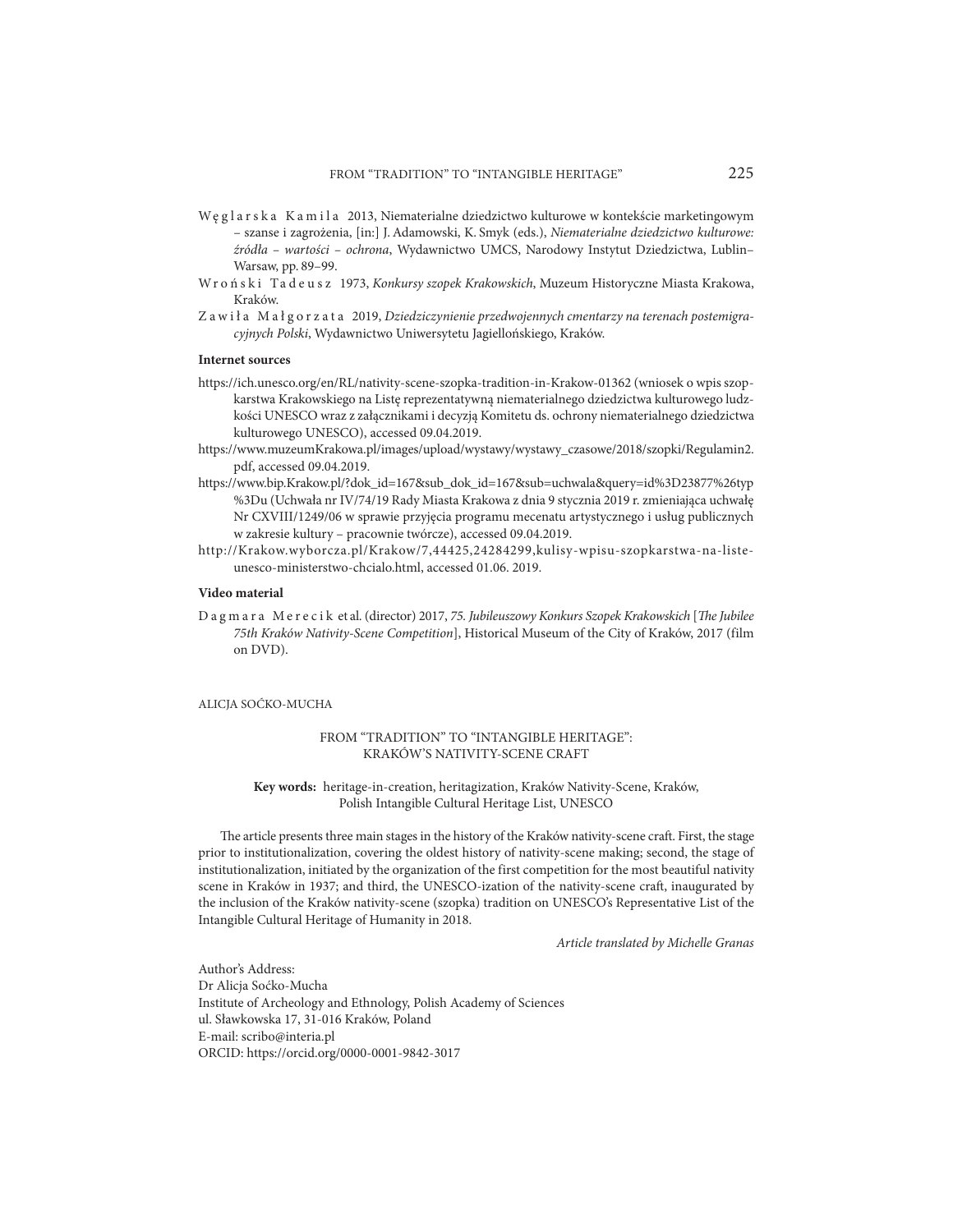Węglarska Kamila 2013, Niematerialne dziedzictwo kulturowe w kontekście marketingowym – szanse i zagrożenia, [in:] J. Adamowski, K. Smyk (eds.), *Niematerialne dziedzictwo kulturowe: źródła – wartości – ochrona*, Wydawnictwo UMCS, Narodowy Instytut Dziedzictwa, Lublin–Warsaw, pp. 89–99.

Wroński Tadeusz 1973, *Konkursy szopek Krakowskich*, Muzeum Historyczne Miasta Krakowa, Kraków.

Zawiła Małgorzata 2019, *Dziedziczynienie przedwojennych cmentarzy na terenach postemigracyjnych Polski*, Wydawnictwo Uniwersytetu Jagiellońskiego, Kraków.

**Internet sources**

https://ich.unesco.org/en/RL/nativity-scene-szopka-tradition-in-Krakow-01362 (wniosek o wpis szopkarstwa Krakowskiego na Listę reprezentatywną niematerialnego dziedzictwa kulturowego ludzkości UNESCO wraz z załącznikami i decyzją Komitetu ds. ochrony niematerialnego dziedzictwa kulturowego UNESCO), accessed 09.04.2019.

https://www.muzeumKrakowa.pl/images/upload/wystawy/wystawy_czasowe/2018/szopki/Regulamin2.pdf, accessed 09.04.2019.

https://www.bip.Krakow.pl/?dok_id=167&sub_dok_id=167&sub=uchwala&query=id%3D23877%26typ%3Du (Uchwała nr IV/74/19 Rady Miasta Krakowa z dnia 9 stycznia 2019 r. zmieniająca uchwałę Nr CXVIII/1249/06 w sprawie przyjęcia programu mecenatu artystycznego i usług publicznych w zakresie kultury – pracownie twórcze), accessed 09.04.2019.

http://Krakow.wyborcza.pl/Krakow/7,44425,24284299,kulisy-wpisu-szopkarstwa-na-liste-unesco-ministerstwo-chcialo.html, accessed 01.06. 2019.

**Video material**

Dagmara Merecik et al. (director) 2017, *75. Jubileuszowy Konkurs Szopek Krakowskich* [*The Jubilee 75th Kraków Nativity-Scene Competition*], Historical Museum of the City of Kraków, 2017 (film on DVD).

ALICJA SOĆKO-MUCHA

FROM "TRADITION" TO "INTANGIBLE HERITAGE":
KRAKÓW'S NATIVITY-SCENE CRAFT

**Key words:** heritage-in-creation, heritagization, Kraków Nativity-Scene, Kraków, Polish Intangible Cultural Heritage List, UNESCO

The article presents three main stages in the history of the Kraków nativity-scene craft. First, the stage prior to institutionalization, covering the oldest history of nativity-scene making; second, the stage of institutionalization, initiated by the organization of the first competition for the most beautiful nativity scene in Kraków in 1937; and third, the UNESCO-ization of the nativity-scene craft, inaugurated by the inclusion of the Kraków nativity-scene (szopka) tradition on UNESCO's Representative List of the Intangible Cultural Heritage of Humanity in 2018.

*Article translated by Michelle Granas*

Author's Address:
Dr Alicja Soćko-Mucha
Institute of Archeology and Ethnology, Polish Academy of Sciences
ul. Sławkowska 17, 31-016 Kraków, Poland
E-mail: scribo@interia.pl
ORCID: https://orcid.org/0000-0001-9842-3017